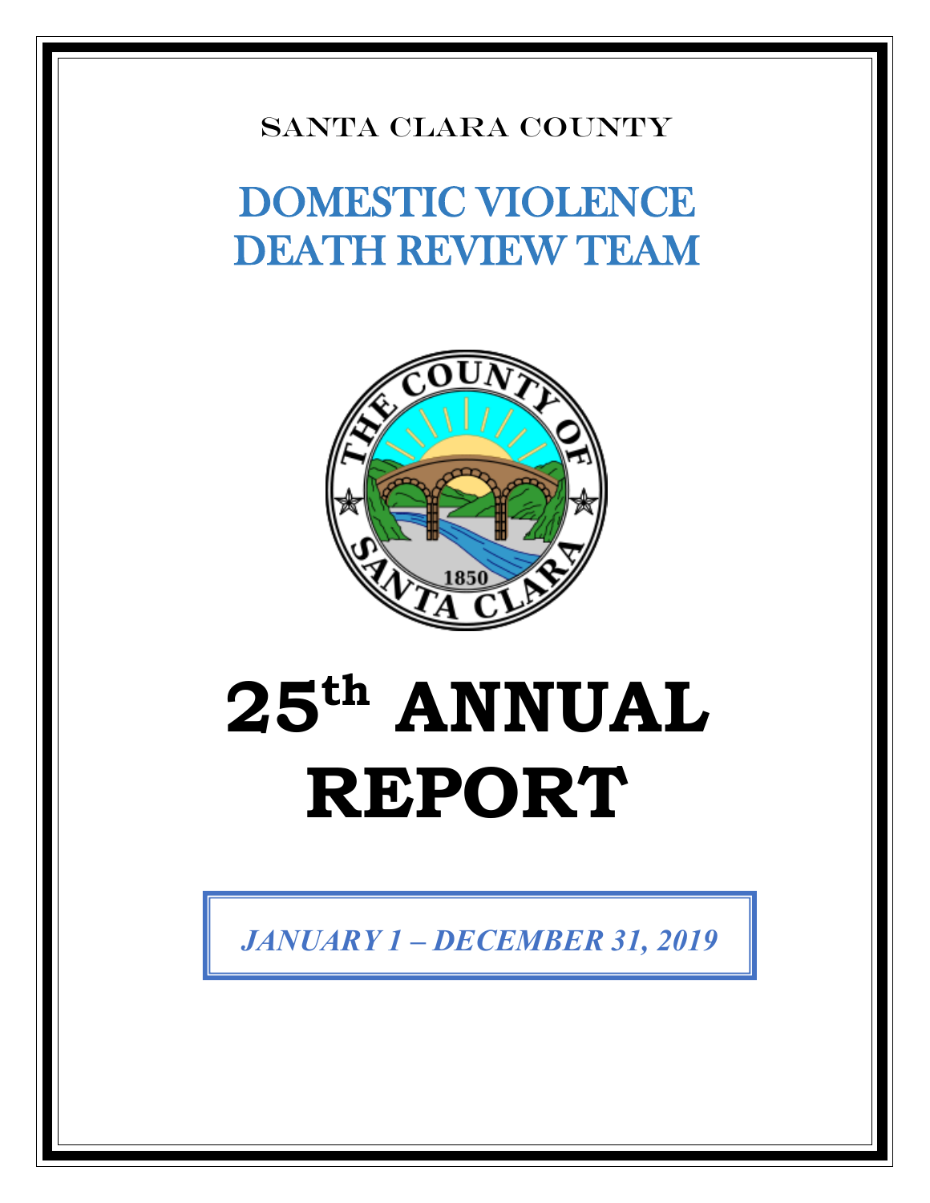SANTA CLARA COUNTY

# DOMESTIC VIOLENCE DEATH REVIEW TEAM

# 25th ANNUAL REPORT

***JANUARY 1 – DECEMBER 31, 2019***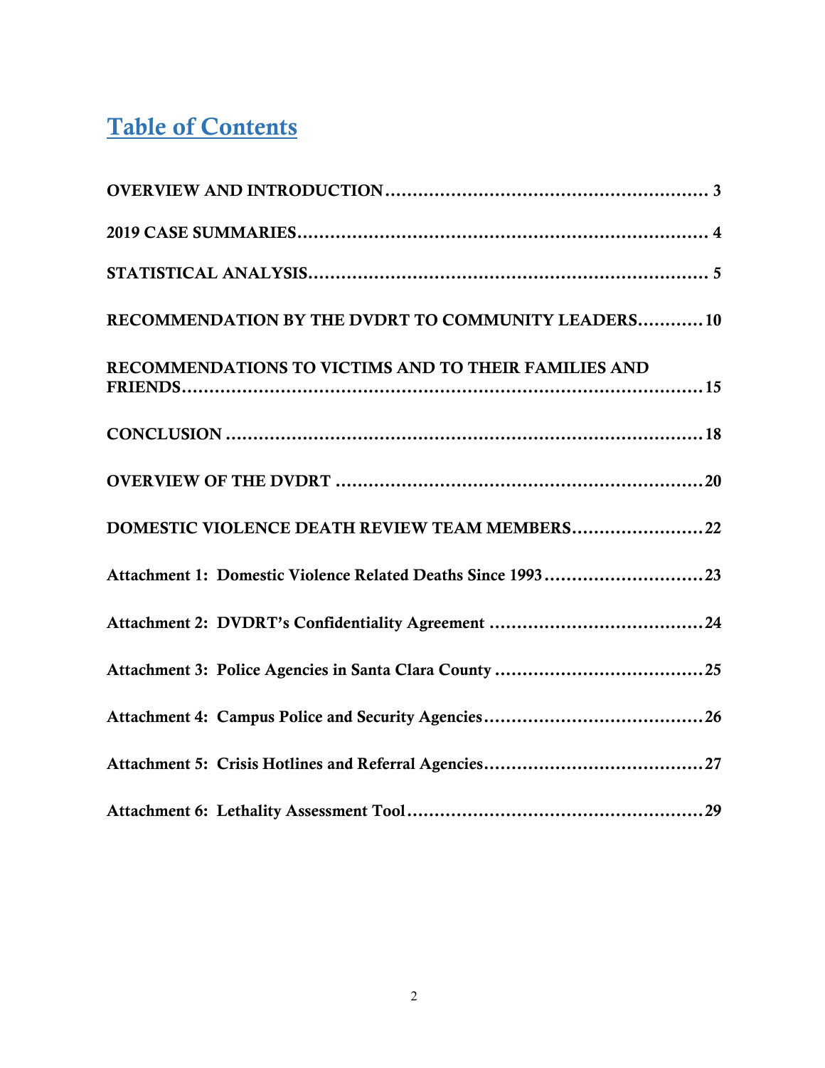# Table of Contents

**OVERVIEW AND INTRODUCTION** .......... 3

**2019 CASE SUMMARIES** .......... 4

**STATISTICAL ANALYSIS** .......... 5

**RECOMMENDATION BY THE DVDRT TO COMMUNITY LEADERS** .......... 10

**RECOMMENDATIONS TO VICTIMS AND TO THEIR FAMILIES AND FRIENDS** .......... 15

**CONCLUSION** .......... 18

**OVERVIEW OF THE DVDRT** .......... 20

**DOMESTIC VIOLENCE DEATH REVIEW TEAM MEMBERS** .......... 22

**Attachment 1: Domestic Violence Related Deaths Since 1993** .......... 23

**Attachment 2: DVDRT's Confidentiality Agreement** .......... 24

**Attachment 3: Police Agencies in Santa Clara County** .......... 25

**Attachment 4: Campus Police and Security Agencies** .......... 26

**Attachment 5: Crisis Hotlines and Referral Agencies** .......... 27

**Attachment 6: Lethality Assessment Tool** .......... 29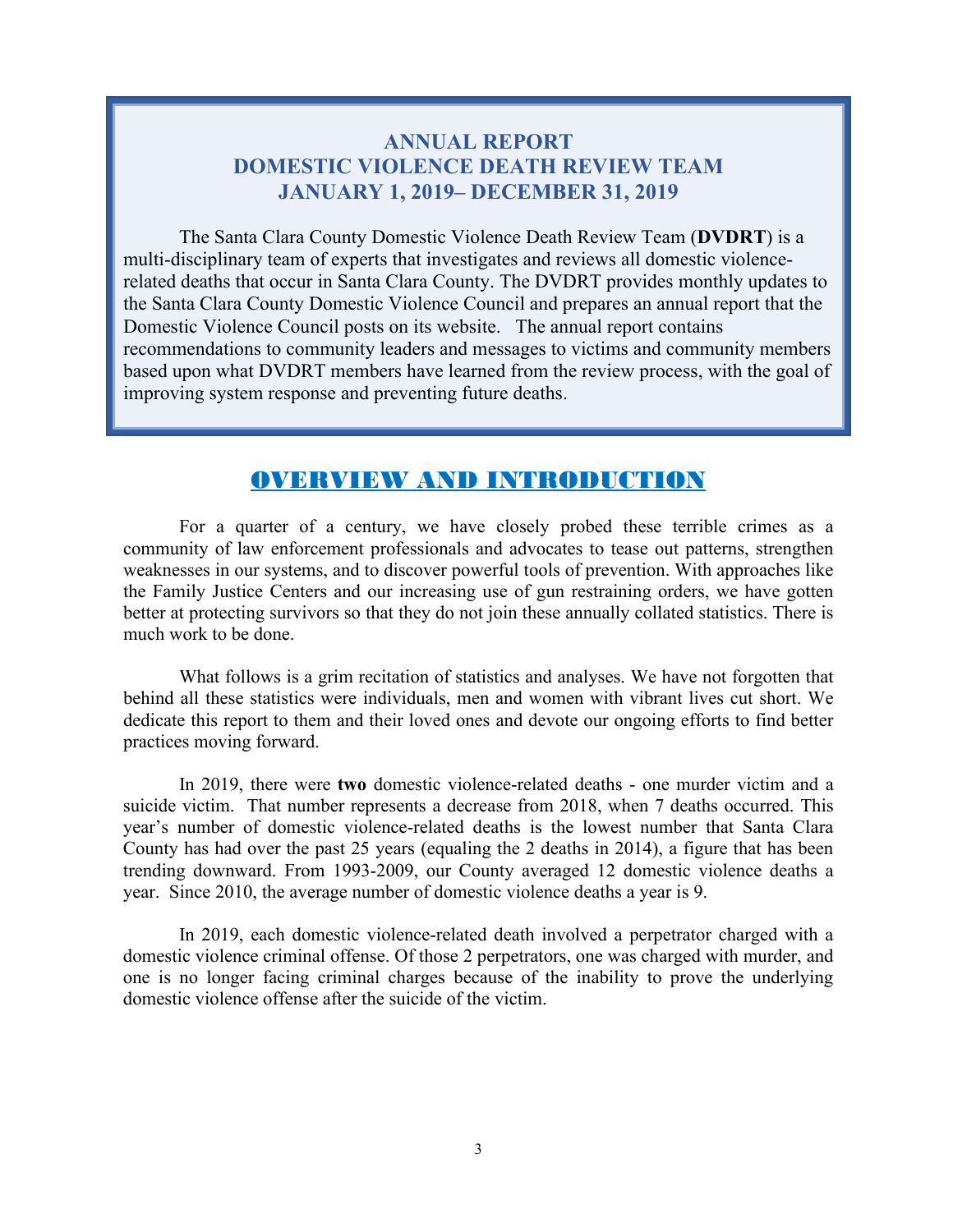# ANNUAL REPORT
# DOMESTIC VIOLENCE DEATH REVIEW TEAM
# JANUARY 1, 2019– DECEMBER 31, 2019

The Santa Clara County Domestic Violence Death Review Team (**DVDRT**) is a multi-disciplinary team of experts that investigates and reviews all domestic violence-related deaths that occur in Santa Clara County. The DVDRT provides monthly updates to the Santa Clara County Domestic Violence Council and prepares an annual report that the Domestic Violence Council posts on its website. The annual report contains recommendations to community leaders and messages to victims and community members based upon what DVDRT members have learned from the review process, with the goal of improving system response and preventing future deaths.

## OVERVIEW AND INTRODUCTION

For a quarter of a century, we have closely probed these terrible crimes as a community of law enforcement professionals and advocates to tease out patterns, strengthen weaknesses in our systems, and to discover powerful tools of prevention. With approaches like the Family Justice Centers and our increasing use of gun restraining orders, we have gotten better at protecting survivors so that they do not join these annually collated statistics. There is much work to be done.

What follows is a grim recitation of statistics and analyses. We have not forgotten that behind all these statistics were individuals, men and women with vibrant lives cut short. We dedicate this report to them and their loved ones and devote our ongoing efforts to find better practices moving forward.

In 2019, there were **two** domestic violence-related deaths - one murder victim and a suicide victim. That number represents a decrease from 2018, when 7 deaths occurred. This year's number of domestic violence-related deaths is the lowest number that Santa Clara County has had over the past 25 years (equaling the 2 deaths in 2014), a figure that has been trending downward. From 1993-2009, our County averaged 12 domestic violence deaths a year. Since 2010, the average number of domestic violence deaths a year is 9.

In 2019, each domestic violence-related death involved a perpetrator charged with a domestic violence criminal offense. Of those 2 perpetrators, one was charged with murder, and one is no longer facing criminal charges because of the inability to prove the underlying domestic violence offense after the suicide of the victim.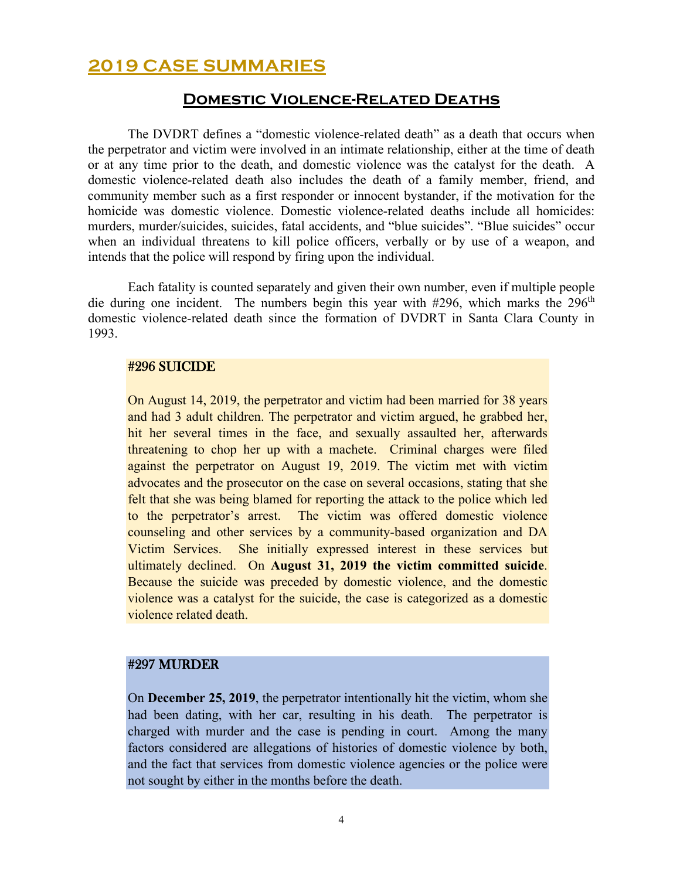# 2019 CASE SUMMARIES

## Domestic Violence-Related Deaths

The DVDRT defines a "domestic violence-related death" as a death that occurs when the perpetrator and victim were involved in an intimate relationship, either at the time of death or at any time prior to the death, and domestic violence was the catalyst for the death. A domestic violence-related death also includes the death of a family member, friend, and community member such as a first responder or innocent bystander, if the motivation for the homicide was domestic violence. Domestic violence-related deaths include all homicides: murders, murder/suicides, suicides, fatal accidents, and "blue suicides". "Blue suicides" occur when an individual threatens to kill police officers, verbally or by use of a weapon, and intends that the police will respond by firing upon the individual.

Each fatality is counted separately and given their own number, even if multiple people die during one incident. The numbers begin this year with #296, which marks the 296th domestic violence-related death since the formation of DVDRT in Santa Clara County in 1993.

### #296 SUICIDE

On August 14, 2019, the perpetrator and victim had been married for 38 years and had 3 adult children. The perpetrator and victim argued, he grabbed her, hit her several times in the face, and sexually assaulted her, afterwards threatening to chop her up with a machete. Criminal charges were filed against the perpetrator on August 19, 2019. The victim met with victim advocates and the prosecutor on the case on several occasions, stating that she felt that she was being blamed for reporting the attack to the police which led to the perpetrator's arrest. The victim was offered domestic violence counseling and other services by a community-based organization and DA Victim Services. She initially expressed interest in these services but ultimately declined. On **August 31, 2019 the victim committed suicide**. Because the suicide was preceded by domestic violence, and the domestic violence was a catalyst for the suicide, the case is categorized as a domestic violence related death.

### #297 MURDER

On **December 25, 2019**, the perpetrator intentionally hit the victim, whom she had been dating, with her car, resulting in his death. The perpetrator is charged with murder and the case is pending in court. Among the many factors considered are allegations of histories of domestic violence by both, and the fact that services from domestic violence agencies or the police were not sought by either in the months before the death.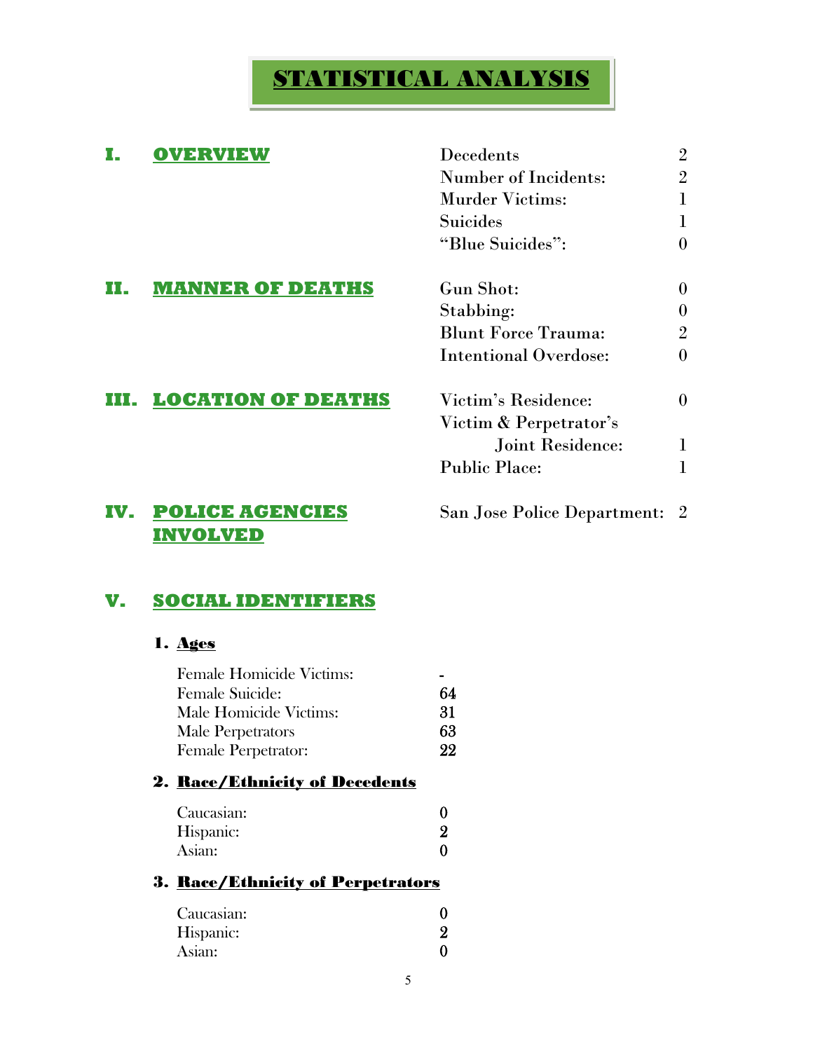# STATISTICAL ANALYSIS

## I. OVERVIEW

| | |
|---|---|
| Decedents | 2 |
| Number of Incidents: | 2 |
| Murder Victims: | 1 |
| Suicides | 1 |
| "Blue Suicides": | 0 |

## II. MANNER OF DEATHS

| | |
|---|---|
| Gun Shot: | 0 |
| Stabbing: | 0 |
| Blunt Force Trauma: | 2 |
| Intentional Overdose: | 0 |

## III. LOCATION OF DEATHS

| | |
|---|---|
| Victim's Residence: | 0 |
| Victim & Perpetrator's Joint Residence: | 1 |
| Public Place: | 1 |

## IV. POLICE AGENCIES INVOLVED

| | |
|---|---|
| San Jose Police Department: | 2 |

## V. SOCIAL IDENTIFIERS

### 1. Ages

| | |
|---|---|
| Female Homicide Victims: | - |
| Female Suicide: | 64 |
| Male Homicide Victims: | 31 |
| Male Perpetrators | 63 |
| Female Perpetrator: | 22 |

### 2. Race/Ethnicity of Decedents

| | |
|---|---|
| Caucasian: | 0 |
| Hispanic: | 2 |
| Asian: | 0 |

### 3. Race/Ethnicity of Perpetrators

| | |
|---|---|
| Caucasian: | 0 |
| Hispanic: | 2 |
| Asian: | 0 |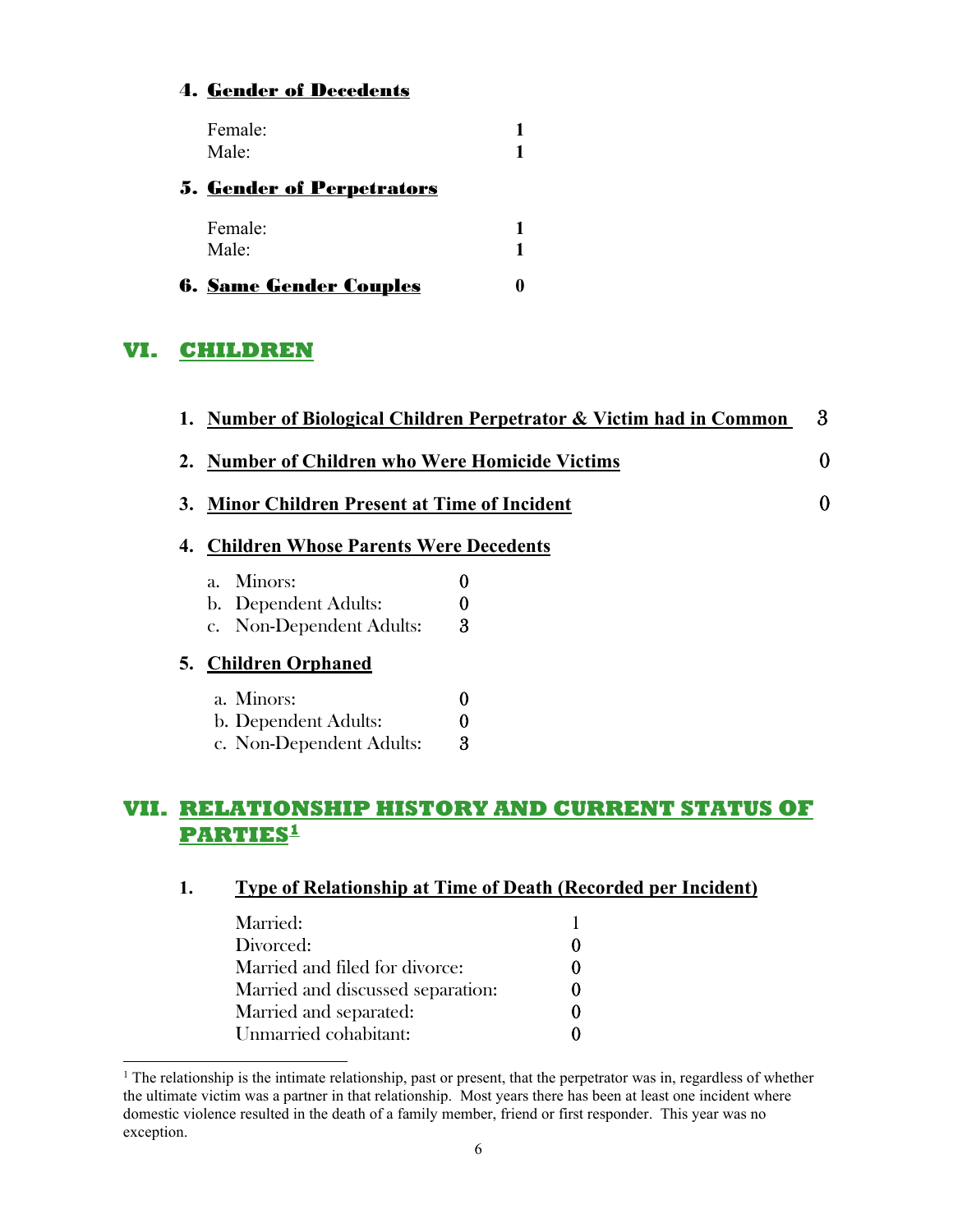### 4. Gender of Decedents

| | |
|---|---|
| Female: | **1** |
| Male: | **1** |

### 5. Gender of Perpetrators

| | |
|---|---|
| Female: | **1** |
| Male: | **1** |

### 6. Same Gender Couples **0**

## VI. CHILDREN

1. **Number of Biological Children Perpetrator & Victim had in Common** 3

2. **Number of Children who Were Homicide Victims** 0

3. **Minor Children Present at Time of Incident** 0

4. **Children Whose Parents Were Decedents**

   a. Minors: 0
   b. Dependent Adults: 0
   c. Non-Dependent Adults: 3

5. **Children Orphaned**

   a. Minors: 0
   b. Dependent Adults: 0
   c. Non-Dependent Adults: 3

## VII. RELATIONSHIP HISTORY AND CURRENT STATUS OF PARTIES[1]

### 1. Type of Relationship at Time of Death (Recorded per Incident)

| | |
|---|---|
| Married: | 1 |
| Divorced: | 0 |
| Married and filed for divorce: | 0 |
| Married and discussed separation: | 0 |
| Married and separated: | 0 |
| Unmarried cohabitant: | 0 |

[1] The relationship is the intimate relationship, past or present, that the perpetrator was in, regardless of whether the ultimate victim was a partner in that relationship. Most years there has been at least one incident where domestic violence resulted in the death of a family member, friend or first responder. This year was no exception.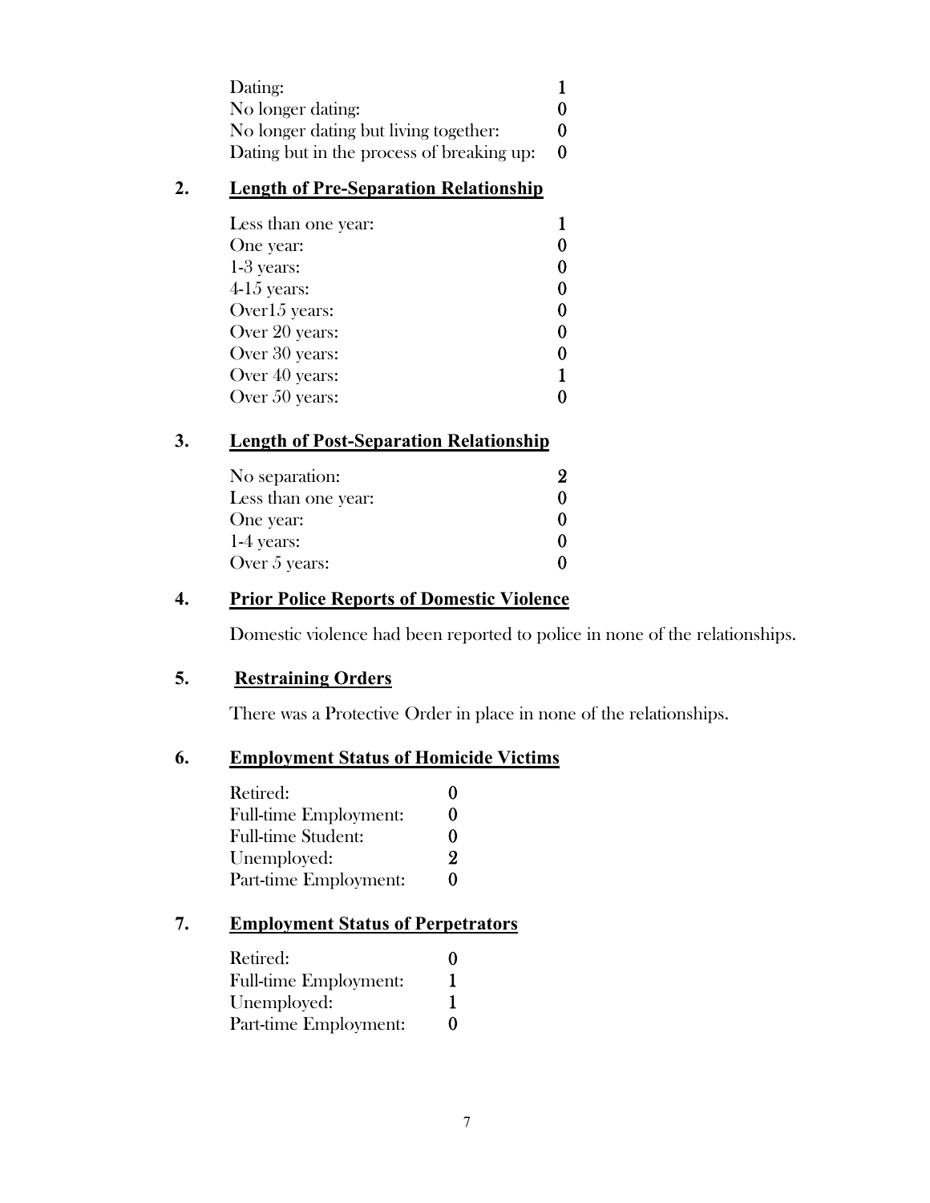| | |
|---|---|
| Dating: | 1 |
| No longer dating: | 0 |
| No longer dating but living together: | 0 |
| Dating but in the process of breaking up: | 0 |

## 2. Length of Pre-Separation Relationship

| | |
|---|---|
| Less than one year: | 1 |
| One year: | 0 |
| 1-3 years: | 0 |
| 4-15 years: | 0 |
| Over15 years: | 0 |
| Over 20 years: | 0 |
| Over 30 years: | 0 |
| Over 40 years: | 1 |
| Over 50 years: | 0 |

## 3. Length of Post-Separation Relationship

| | |
|---|---|
| No separation: | 2 |
| Less than one year: | 0 |
| One year: | 0 |
| 1-4 years: | 0 |
| Over 5 years: | 0 |

## 4. Prior Police Reports of Domestic Violence

Domestic violence had been reported to police in none of the relationships.

## 5. Restraining Orders

There was a Protective Order in place in none of the relationships.

## 6. Employment Status of Homicide Victims

| | |
|---|---|
| Retired: | 0 |
| Full-time Employment: | 0 |
| Full-time Student: | 0 |
| Unemployed: | 2 |
| Part-time Employment: | 0 |

## 7. Employment Status of Perpetrators

| | |
|---|---|
| Retired: | 0 |
| Full-time Employment: | 1 |
| Unemployed: | 1 |
| Part-time Employment: | 0 |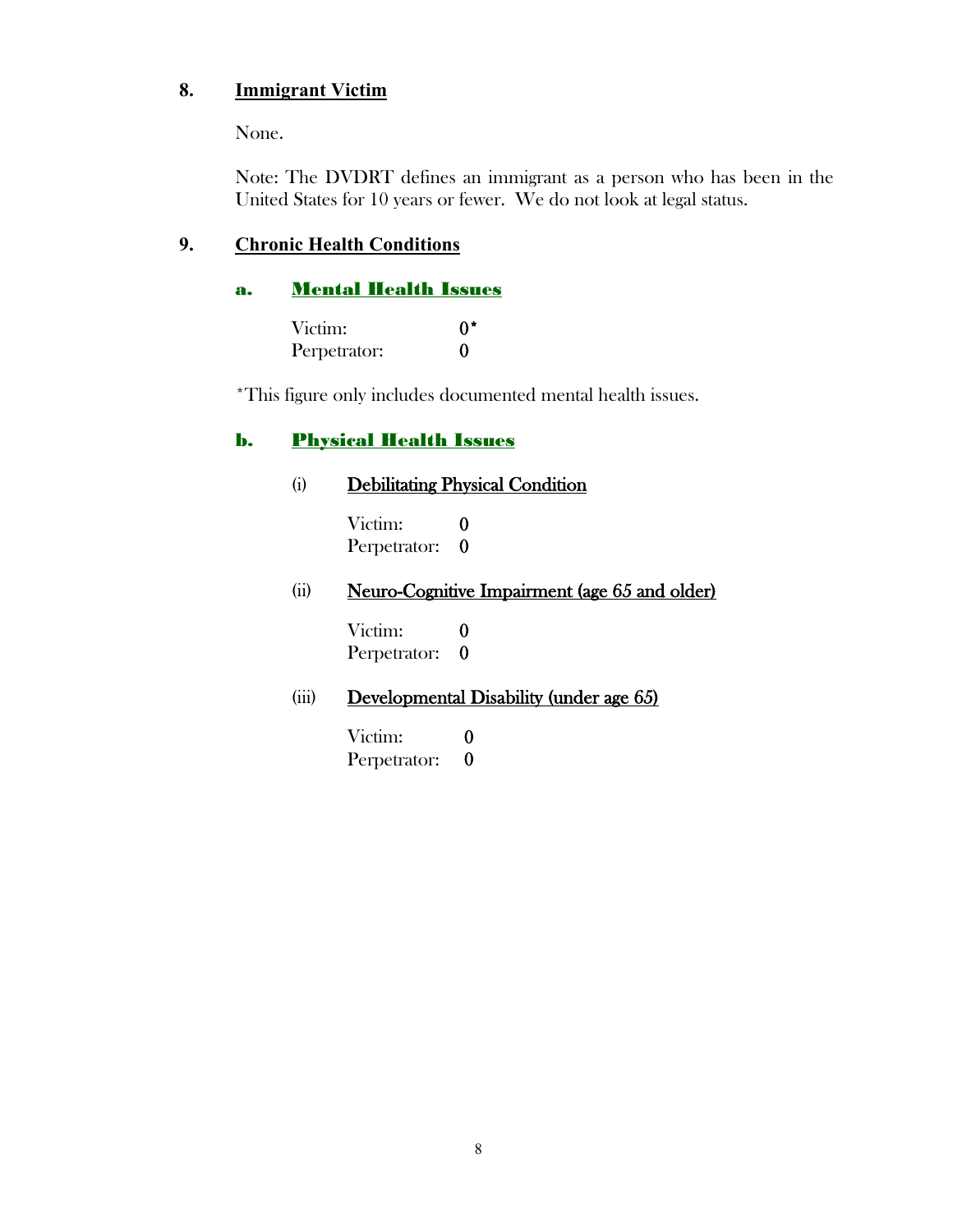## 8. Immigrant Victim

None.

Note: The DVDRT defines an immigrant as a person who has been in the United States for 10 years or fewer. We do not look at legal status.

## 9. Chronic Health Conditions

### a. Mental Health Issues

Victim: 0*
Perpetrator: 0

*This figure only includes documented mental health issues.

### b. Physical Health Issues

#### (i) Debilitating Physical Condition

Victim: 0
Perpetrator: 0

#### (ii) Neuro-Cognitive Impairment (age 65 and older)

Victim: 0
Perpetrator: 0

#### (iii) Developmental Disability (under age 65)

Victim: 0
Perpetrator: 0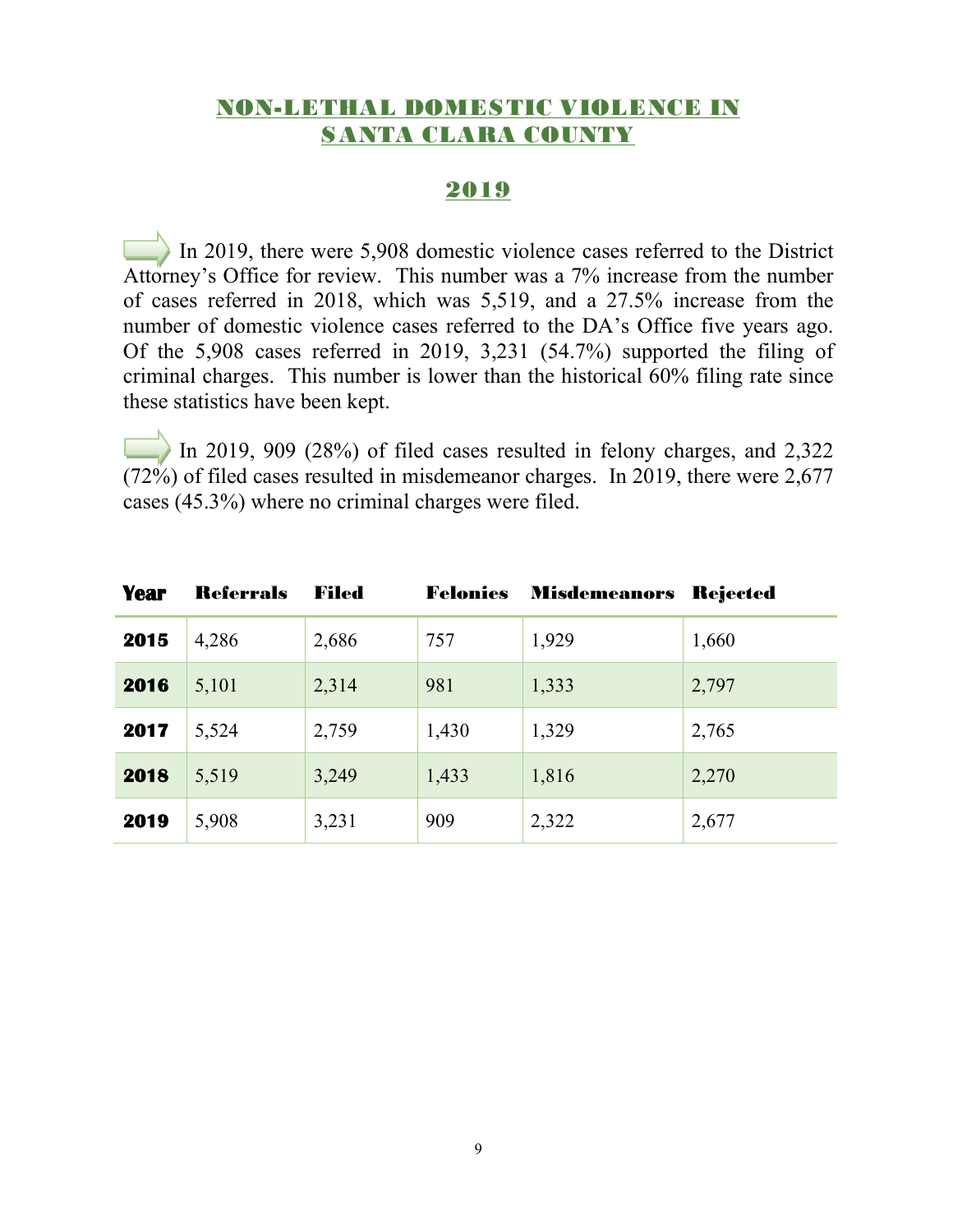# NON-LETHAL DOMESTIC VIOLENCE IN SANTA CLARA COUNTY

## 2019

In 2019, there were 5,908 domestic violence cases referred to the District Attorney's Office for review. This number was a 7% increase from the number of cases referred in 2018, which was 5,519, and a 27.5% increase from the number of domestic violence cases referred to the DA's Office five years ago. Of the 5,908 cases referred in 2019, 3,231 (54.7%) supported the filing of criminal charges. This number is lower than the historical 60% filing rate since these statistics have been kept.

In 2019, 909 (28%) of filed cases resulted in felony charges, and 2,322 (72%) of filed cases resulted in misdemeanor charges. In 2019, there were 2,677 cases (45.3%) where no criminal charges were filed.

| Year | Referrals | Filed | Felonies | Misdemeanors | Rejected |
|---|---|---|---|---|---|
| **2015** | 4,286 | 2,686 | 757 | 1,929 | 1,660 |
| **2016** | 5,101 | 2,314 | 981 | 1,333 | 2,797 |
| **2017** | 5,524 | 2,759 | 1,430 | 1,329 | 2,765 |
| **2018** | 5,519 | 3,249 | 1,433 | 1,816 | 2,270 |
| **2019** | 5,908 | 3,231 | 909 | 2,322 | 2,677 |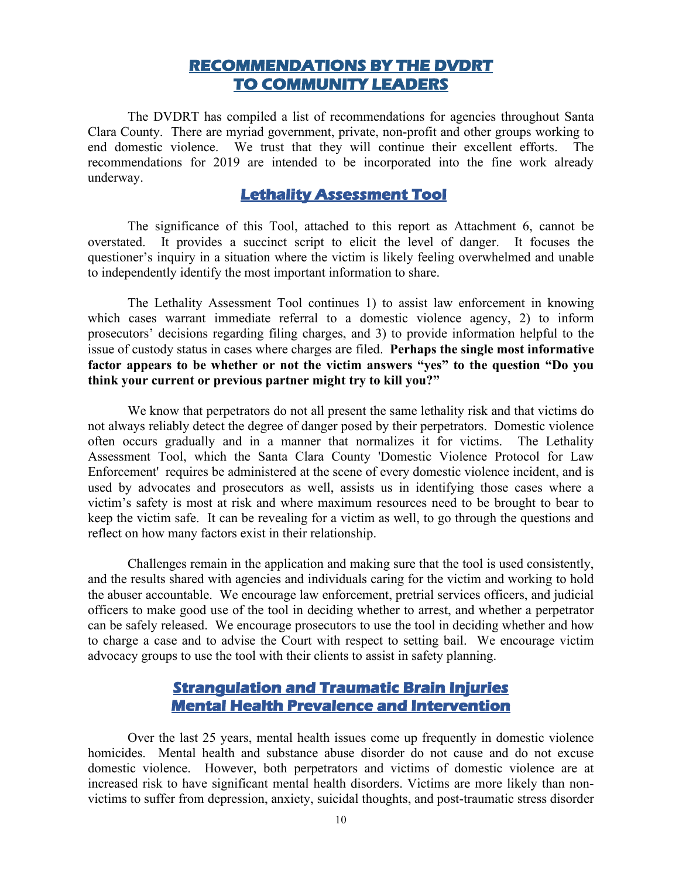# RECOMMENDATIONS BY THE DVDRT TO COMMUNITY LEADERS

The DVDRT has compiled a list of recommendations for agencies throughout Santa Clara County. There are myriad government, private, non-profit and other groups working to end domestic violence. We trust that they will continue their excellent efforts. The recommendations for 2019 are intended to be incorporated into the fine work already underway.

## Lethality Assessment Tool

The significance of this Tool, attached to this report as Attachment 6, cannot be overstated. It provides a succinct script to elicit the level of danger. It focuses the questioner's inquiry in a situation where the victim is likely feeling overwhelmed and unable to independently identify the most important information to share.

The Lethality Assessment Tool continues 1) to assist law enforcement in knowing which cases warrant immediate referral to a domestic violence agency, 2) to inform prosecutors' decisions regarding filing charges, and 3) to provide information helpful to the issue of custody status in cases where charges are filed. **Perhaps the single most informative factor appears to be whether or not the victim answers "yes" to the question "Do you think your current or previous partner might try to kill you?"**

We know that perpetrators do not all present the same lethality risk and that victims do not always reliably detect the degree of danger posed by their perpetrators. Domestic violence often occurs gradually and in a manner that normalizes it for victims. The Lethality Assessment Tool, which the Santa Clara County 'Domestic Violence Protocol for Law Enforcement' requires be administered at the scene of every domestic violence incident, and is used by advocates and prosecutors as well, assists us in identifying those cases where a victim's safety is most at risk and where maximum resources need to be brought to bear to keep the victim safe. It can be revealing for a victim as well, to go through the questions and reflect on how many factors exist in their relationship.

Challenges remain in the application and making sure that the tool is used consistently, and the results shared with agencies and individuals caring for the victim and working to hold the abuser accountable. We encourage law enforcement, pretrial services officers, and judicial officers to make good use of the tool in deciding whether to arrest, and whether a perpetrator can be safely released. We encourage prosecutors to use the tool in deciding whether and how to charge a case and to advise the Court with respect to setting bail. We encourage victim advocacy groups to use the tool with their clients to assist in safety planning.

## Strangulation and Traumatic Brain Injuries Mental Health Prevalence and Intervention

Over the last 25 years, mental health issues come up frequently in domestic violence homicides. Mental health and substance abuse disorder do not cause and do not excuse domestic violence. However, both perpetrators and victims of domestic violence are at increased risk to have significant mental health disorders. Victims are more likely than non-victims to suffer from depression, anxiety, suicidal thoughts, and post-traumatic stress disorder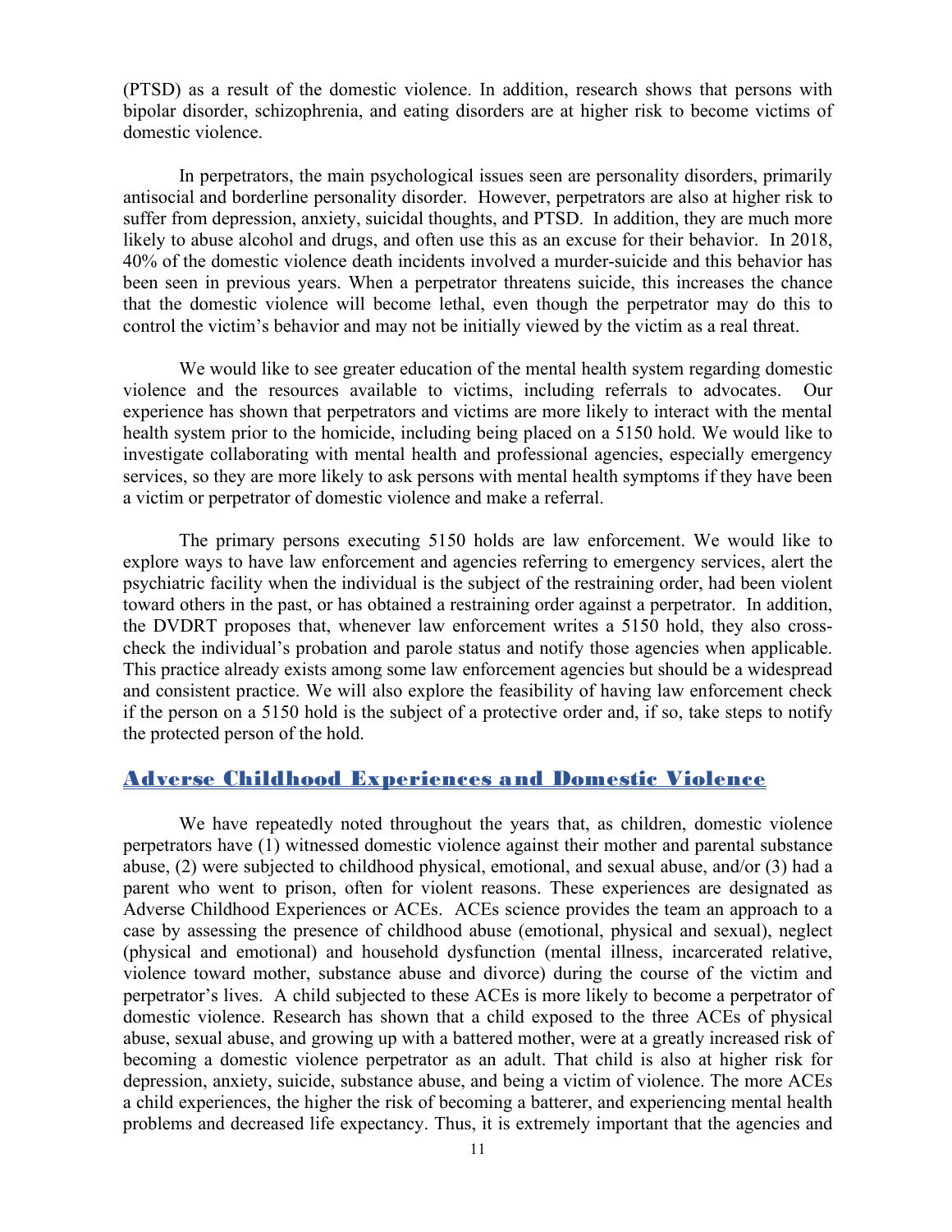(PTSD) as a result of the domestic violence. In addition, research shows that persons with bipolar disorder, schizophrenia, and eating disorders are at higher risk to become victims of domestic violence.

In perpetrators, the main psychological issues seen are personality disorders, primarily antisocial and borderline personality disorder. However, perpetrators are also at higher risk to suffer from depression, anxiety, suicidal thoughts, and PTSD. In addition, they are much more likely to abuse alcohol and drugs, and often use this as an excuse for their behavior. In 2018, 40% of the domestic violence death incidents involved a murder-suicide and this behavior has been seen in previous years. When a perpetrator threatens suicide, this increases the chance that the domestic violence will become lethal, even though the perpetrator may do this to control the victim's behavior and may not be initially viewed by the victim as a real threat.

We would like to see greater education of the mental health system regarding domestic violence and the resources available to victims, including referrals to advocates. Our experience has shown that perpetrators and victims are more likely to interact with the mental health system prior to the homicide, including being placed on a 5150 hold. We would like to investigate collaborating with mental health and professional agencies, especially emergency services, so they are more likely to ask persons with mental health symptoms if they have been a victim or perpetrator of domestic violence and make a referral.

The primary persons executing 5150 holds are law enforcement. We would like to explore ways to have law enforcement and agencies referring to emergency services, alert the psychiatric facility when the individual is the subject of the restraining order, had been violent toward others in the past, or has obtained a restraining order against a perpetrator. In addition, the DVDRT proposes that, whenever law enforcement writes a 5150 hold, they also cross-check the individual's probation and parole status and notify those agencies when applicable. This practice already exists among some law enforcement agencies but should be a widespread and consistent practice. We will also explore the feasibility of having law enforcement check if the person on a 5150 hold is the subject of a protective order and, if so, take steps to notify the protected person of the hold.

## Adverse Childhood Experiences and Domestic Violence

We have repeatedly noted throughout the years that, as children, domestic violence perpetrators have (1) witnessed domestic violence against their mother and parental substance abuse, (2) were subjected to childhood physical, emotional, and sexual abuse, and/or (3) had a parent who went to prison, often for violent reasons. These experiences are designated as Adverse Childhood Experiences or ACEs. ACEs science provides the team an approach to a case by assessing the presence of childhood abuse (emotional, physical and sexual), neglect (physical and emotional) and household dysfunction (mental illness, incarcerated relative, violence toward mother, substance abuse and divorce) during the course of the victim and perpetrator's lives. A child subjected to these ACEs is more likely to become a perpetrator of domestic violence. Research has shown that a child exposed to the three ACEs of physical abuse, sexual abuse, and growing up with a battered mother, were at a greatly increased risk of becoming a domestic violence perpetrator as an adult. That child is also at higher risk for depression, anxiety, suicide, substance abuse, and being a victim of violence. The more ACEs a child experiences, the higher the risk of becoming a batterer, and experiencing mental health problems and decreased life expectancy. Thus, it is extremely important that the agencies and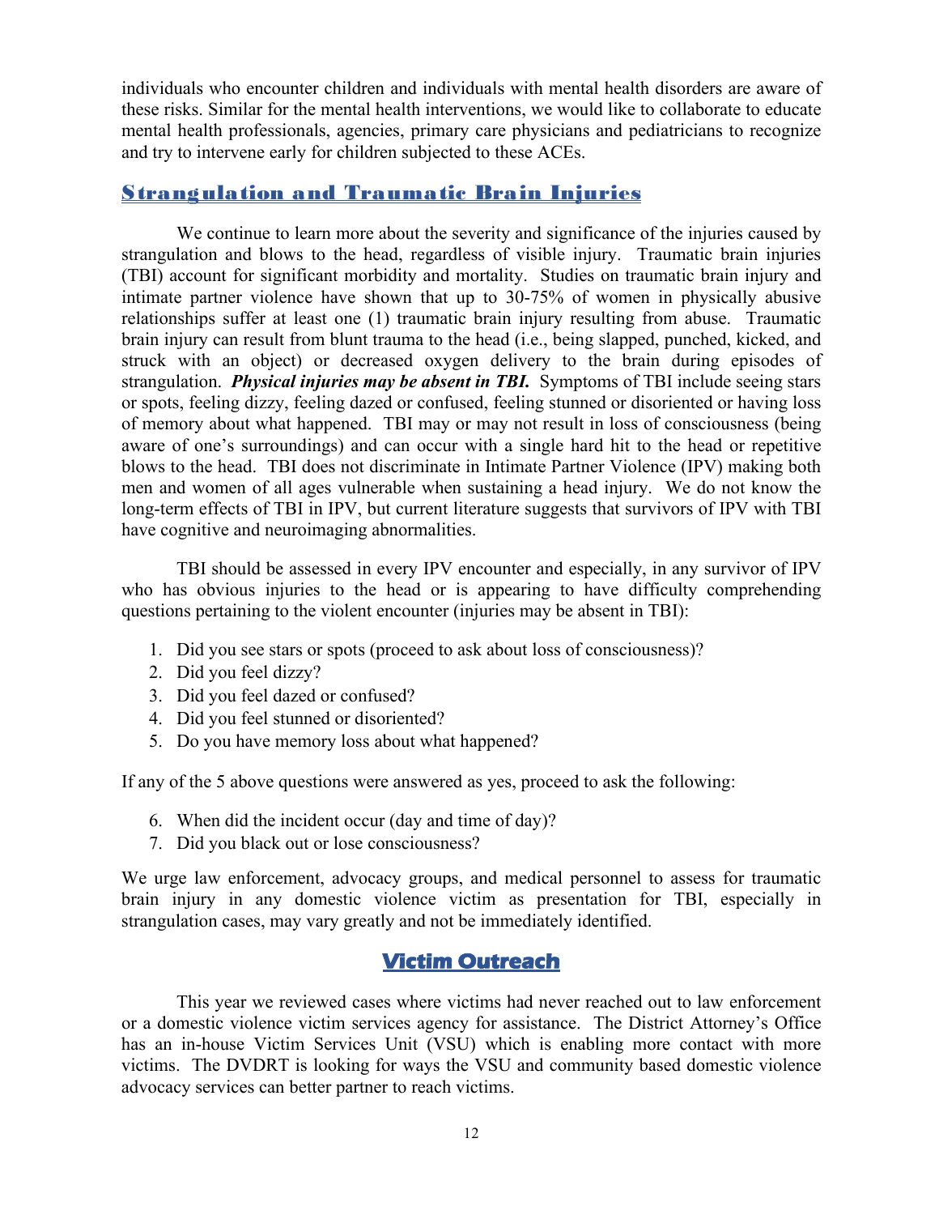individuals who encounter children and individuals with mental health disorders are aware of these risks. Similar for the mental health interventions, we would like to collaborate to educate mental health professionals, agencies, primary care physicians and pediatricians to recognize and try to intervene early for children subjected to these ACEs.

## Strangulation and Traumatic Brain Injuries

We continue to learn more about the severity and significance of the injuries caused by strangulation and blows to the head, regardless of visible injury. Traumatic brain injuries (TBI) account for significant morbidity and mortality. Studies on traumatic brain injury and intimate partner violence have shown that up to 30-75% of women in physically abusive relationships suffer at least one (1) traumatic brain injury resulting from abuse. Traumatic brain injury can result from blunt trauma to the head (i.e., being slapped, punched, kicked, and struck with an object) or decreased oxygen delivery to the brain during episodes of strangulation. ***Physical injuries may be absent in TBI.*** Symptoms of TBI include seeing stars or spots, feeling dizzy, feeling dazed or confused, feeling stunned or disoriented or having loss of memory about what happened. TBI may or may not result in loss of consciousness (being aware of one's surroundings) and can occur with a single hard hit to the head or repetitive blows to the head. TBI does not discriminate in Intimate Partner Violence (IPV) making both men and women of all ages vulnerable when sustaining a head injury. We do not know the long-term effects of TBI in IPV, but current literature suggests that survivors of IPV with TBI have cognitive and neuroimaging abnormalities.

TBI should be assessed in every IPV encounter and especially, in any survivor of IPV who has obvious injuries to the head or is appearing to have difficulty comprehending questions pertaining to the violent encounter (injuries may be absent in TBI):

1. Did you see stars or spots (proceed to ask about loss of consciousness)?
2. Did you feel dizzy?
3. Did you feel dazed or confused?
4. Did you feel stunned or disoriented?
5. Do you have memory loss about what happened?

If any of the 5 above questions were answered as yes, proceed to ask the following:

6. When did the incident occur (day and time of day)?
7. Did you black out or lose consciousness?

We urge law enforcement, advocacy groups, and medical personnel to assess for traumatic brain injury in any domestic violence victim as presentation for TBI, especially in strangulation cases, may vary greatly and not be immediately identified.

## Victim Outreach

This year we reviewed cases where victims had never reached out to law enforcement or a domestic violence victim services agency for assistance. The District Attorney's Office has an in-house Victim Services Unit (VSU) which is enabling more contact with more victims. The DVDRT is looking for ways the VSU and community based domestic violence advocacy services can better partner to reach victims.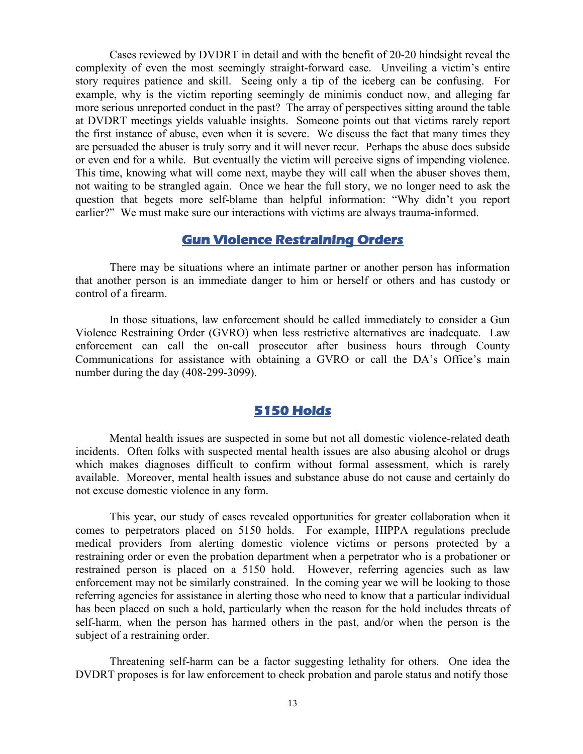Cases reviewed by DVDRT in detail and with the benefit of 20-20 hindsight reveal the complexity of even the most seemingly straight-forward case. Unveiling a victim's entire story requires patience and skill. Seeing only a tip of the iceberg can be confusing. For example, why is the victim reporting seemingly de minimis conduct now, and alleging far more serious unreported conduct in the past? The array of perspectives sitting around the table at DVDRT meetings yields valuable insights. Someone points out that victims rarely report the first instance of abuse, even when it is severe. We discuss the fact that many times they are persuaded the abuser is truly sorry and it will never recur. Perhaps the abuse does subside or even end for a while. But eventually the victim will perceive signs of impending violence. This time, knowing what will come next, maybe they will call when the abuser shoves them, not waiting to be strangled again. Once we hear the full story, we no longer need to ask the question that begets more self-blame than helpful information: "Why didn't you report earlier?" We must make sure our interactions with victims are always trauma-informed.

## Gun Violence Restraining Orders

There may be situations where an intimate partner or another person has information that another person is an immediate danger to him or herself or others and has custody or control of a firearm.

In those situations, law enforcement should be called immediately to consider a Gun Violence Restraining Order (GVRO) when less restrictive alternatives are inadequate. Law enforcement can call the on-call prosecutor after business hours through County Communications for assistance with obtaining a GVRO or call the DA's Office's main number during the day (408-299-3099).

## 5150 Holds

Mental health issues are suspected in some but not all domestic violence-related death incidents. Often folks with suspected mental health issues are also abusing alcohol or drugs which makes diagnoses difficult to confirm without formal assessment, which is rarely available. Moreover, mental health issues and substance abuse do not cause and certainly do not excuse domestic violence in any form.

This year, our study of cases revealed opportunities for greater collaboration when it comes to perpetrators placed on 5150 holds. For example, HIPPA regulations preclude medical providers from alerting domestic violence victims or persons protected by a restraining order or even the probation department when a perpetrator who is a probationer or restrained person is placed on a 5150 hold. However, referring agencies such as law enforcement may not be similarly constrained. In the coming year we will be looking to those referring agencies for assistance in alerting those who need to know that a particular individual has been placed on such a hold, particularly when the reason for the hold includes threats of self-harm, when the person has harmed others in the past, and/or when the person is the subject of a restraining order.

Threatening self-harm can be a factor suggesting lethality for others. One idea the DVDRT proposes is for law enforcement to check probation and parole status and notify those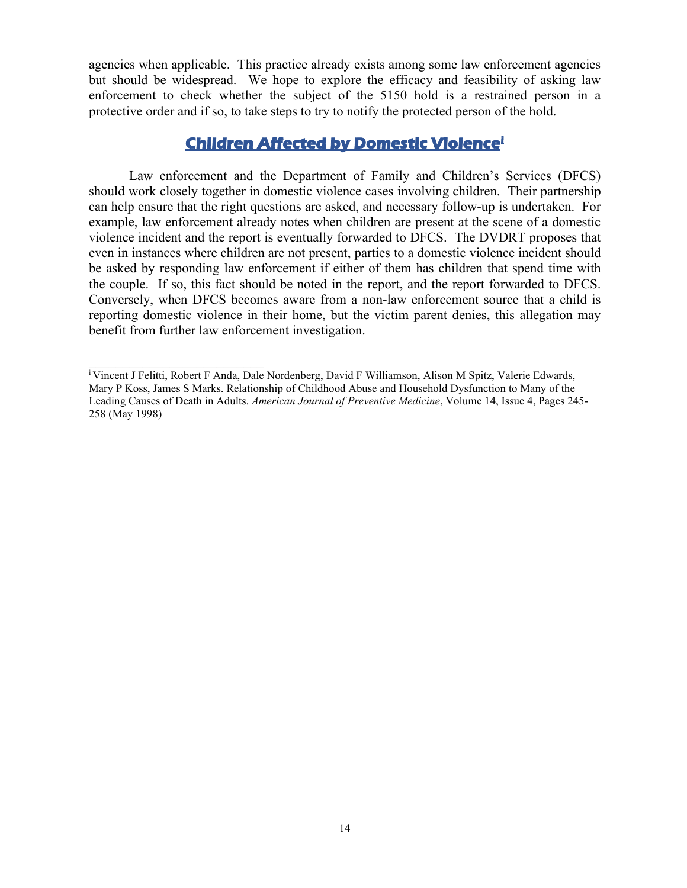agencies when applicable. This practice already exists among some law enforcement agencies but should be widespread. We hope to explore the efficacy and feasibility of asking law enforcement to check whether the subject of the 5150 hold is a restrained person in a protective order and if so, to take steps to try to notify the protected person of the hold.

## Children Affected by Domestic Violence[i]

Law enforcement and the Department of Family and Children's Services (DFCS) should work closely together in domestic violence cases involving children. Their partnership can help ensure that the right questions are asked, and necessary follow-up is undertaken. For example, law enforcement already notes when children are present at the scene of a domestic violence incident and the report is eventually forwarded to DFCS. The DVDRT proposes that even in instances where children are not present, parties to a domestic violence incident should be asked by responding law enforcement if either of them has children that spend time with the couple. If so, this fact should be noted in the report, and the report forwarded to DFCS. Conversely, when DFCS becomes aware from a non-law enforcement source that a child is reporting domestic violence in their home, but the victim parent denies, this allegation may benefit from further law enforcement investigation.

---

[i] Vincent J Felitti, Robert F Anda, Dale Nordenberg, David F Williamson, Alison M Spitz, Valerie Edwards, Mary P Koss, James S Marks. Relationship of Childhood Abuse and Household Dysfunction to Many of the Leading Causes of Death in Adults. *American Journal of Preventive Medicine*, Volume 14, Issue 4, Pages 245-258 (May 1998)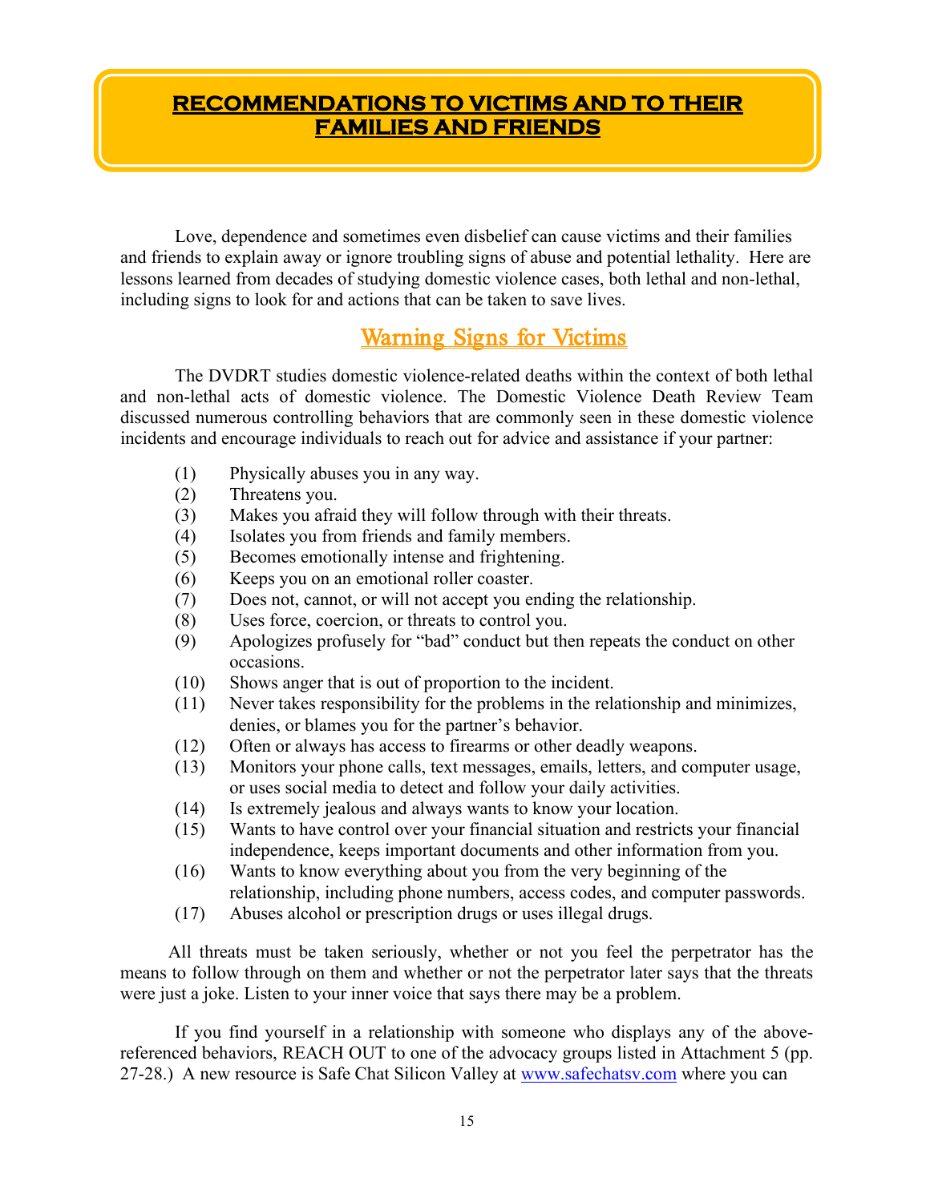# RECOMMENDATIONS TO VICTIMS AND TO THEIR FAMILIES AND FRIENDS

Love, dependence and sometimes even disbelief can cause victims and their families and friends to explain away or ignore troubling signs of abuse and potential lethality. Here are lessons learned from decades of studying domestic violence cases, both lethal and non-lethal, including signs to look for and actions that can be taken to save lives.

## Warning Signs for Victims

The DVDRT studies domestic violence-related deaths within the context of both lethal and non-lethal acts of domestic violence. The Domestic Violence Death Review Team discussed numerous controlling behaviors that are commonly seen in these domestic violence incidents and encourage individuals to reach out for advice and assistance if your partner:

(1) Physically abuses you in any way.
(2) Threatens you.
(3) Makes you afraid they will follow through with their threats.
(4) Isolates you from friends and family members.
(5) Becomes emotionally intense and frightening.
(6) Keeps you on an emotional roller coaster.
(7) Does not, cannot, or will not accept you ending the relationship.
(8) Uses force, coercion, or threats to control you.
(9) Apologizes profusely for "bad" conduct but then repeats the conduct on other occasions.
(10) Shows anger that is out of proportion to the incident.
(11) Never takes responsibility for the problems in the relationship and minimizes, denies, or blames you for the partner's behavior.
(12) Often or always has access to firearms or other deadly weapons.
(13) Monitors your phone calls, text messages, emails, letters, and computer usage, or uses social media to detect and follow your daily activities.
(14) Is extremely jealous and always wants to know your location.
(15) Wants to have control over your financial situation and restricts your financial independence, keeps important documents and other information from you.
(16) Wants to know everything about you from the very beginning of the relationship, including phone numbers, access codes, and computer passwords.
(17) Abuses alcohol or prescription drugs or uses illegal drugs.

All threats must be taken seriously, whether or not you feel the perpetrator has the means to follow through on them and whether or not the perpetrator later says that the threats were just a joke. Listen to your inner voice that says there may be a problem.

If you find yourself in a relationship with someone who displays any of the above-referenced behaviors, REACH OUT to one of the advocacy groups listed in Attachment 5 (pp. 27-28.) A new resource is Safe Chat Silicon Valley at www.safechatsv.com where you can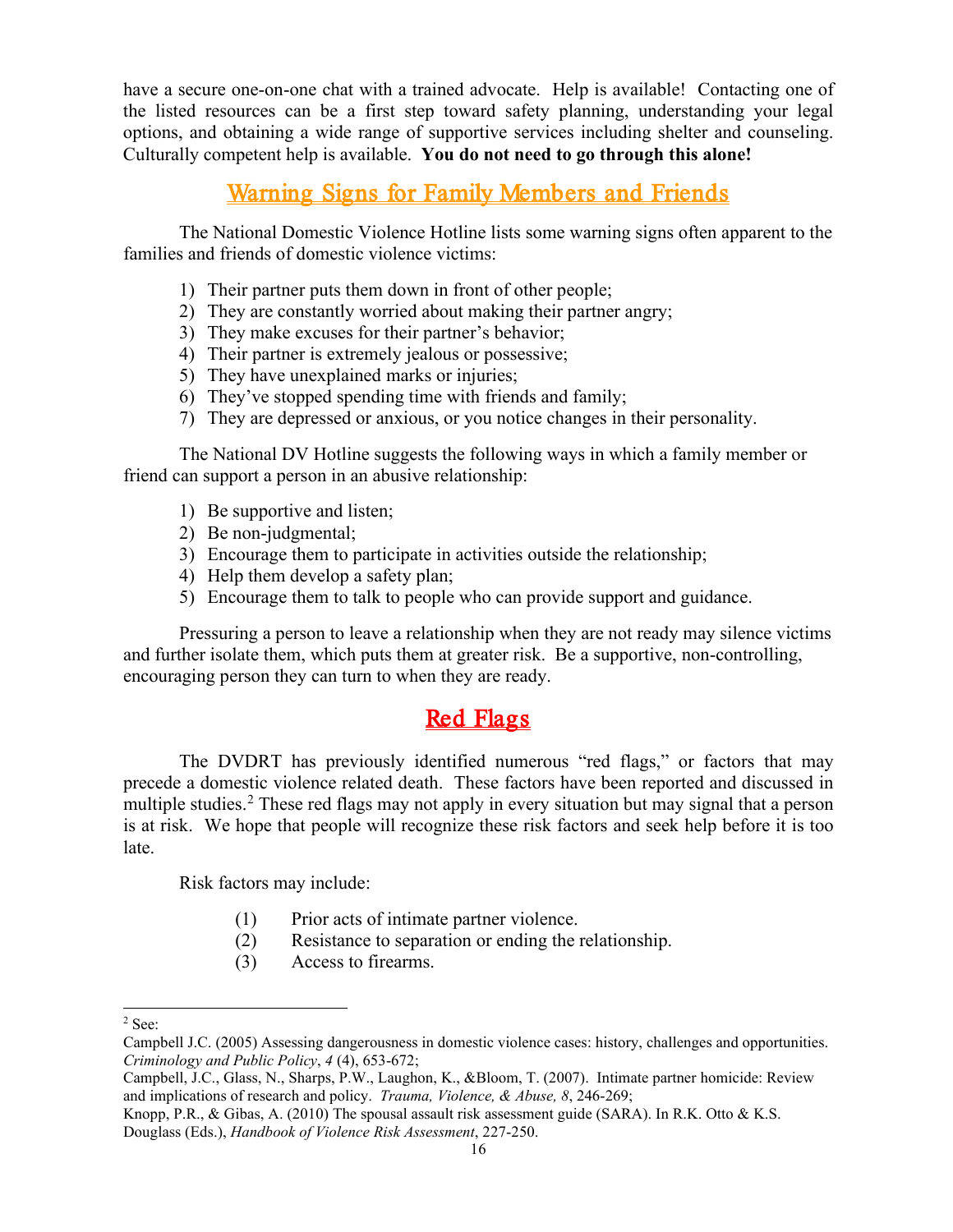have a secure one-on-one chat with a trained advocate. Help is available! Contacting one of the listed resources can be a first step toward safety planning, understanding your legal options, and obtaining a wide range of supportive services including shelter and counseling. Culturally competent help is available. **You do not need to go through this alone!**

## Warning Signs for Family Members and Friends

The National Domestic Violence Hotline lists some warning signs often apparent to the families and friends of domestic violence victims:

1) Their partner puts them down in front of other people;
2) They are constantly worried about making their partner angry;
3) They make excuses for their partner's behavior;
4) Their partner is extremely jealous or possessive;
5) They have unexplained marks or injuries;
6) They've stopped spending time with friends and family;
7) They are depressed or anxious, or you notice changes in their personality.

The National DV Hotline suggests the following ways in which a family member or friend can support a person in an abusive relationship:

1) Be supportive and listen;
2) Be non-judgmental;
3) Encourage them to participate in activities outside the relationship;
4) Help them develop a safety plan;
5) Encourage them to talk to people who can provide support and guidance.

Pressuring a person to leave a relationship when they are not ready may silence victims and further isolate them, which puts them at greater risk. Be a supportive, non-controlling, encouraging person they can turn to when they are ready.

## Red Flags

The DVDRT has previously identified numerous "red flags," or factors that may precede a domestic violence related death. These factors have been reported and discussed in multiple studies.[2] These red flags may not apply in every situation but may signal that a person is at risk. We hope that people will recognize these risk factors and seek help before it is too late.

Risk factors may include:

(1) Prior acts of intimate partner violence.
(2) Resistance to separation or ending the relationship.
(3) Access to firearms.

---

[2] See:
Campbell J.C. (2005) Assessing dangerousness in domestic violence cases: history, challenges and opportunities. *Criminology and Public Policy*, *4* (4), 653-672;
Campbell, J.C., Glass, N., Sharps, P.W., Laughon, K., &Bloom, T. (2007). Intimate partner homicide: Review and implications of research and policy. *Trauma, Violence, & Abuse, 8*, 246-269;
Knopp, P.R., & Gibas, A. (2010) The spousal assault risk assessment guide (SARA). In R.K. Otto & K.S. Douglass (Eds.), *Handbook of Violence Risk Assessment*, 227-250.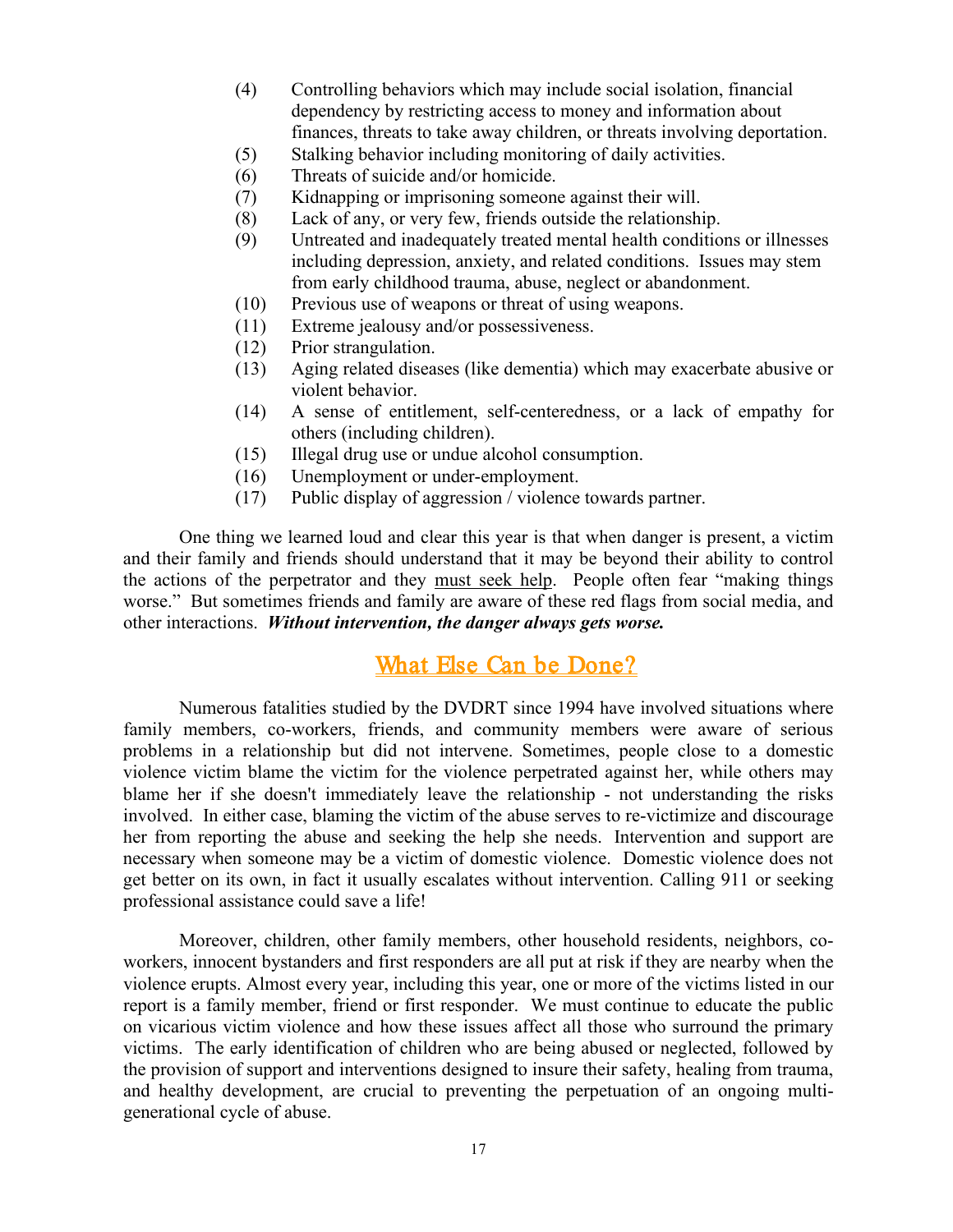(4) Controlling behaviors which may include social isolation, financial dependency by restricting access to money and information about finances, threats to take away children, or threats involving deportation.

(5) Stalking behavior including monitoring of daily activities.

(6) Threats of suicide and/or homicide.

(7) Kidnapping or imprisoning someone against their will.

(8) Lack of any, or very few, friends outside the relationship.

(9) Untreated and inadequately treated mental health conditions or illnesses including depression, anxiety, and related conditions. Issues may stem from early childhood trauma, abuse, neglect or abandonment.

(10) Previous use of weapons or threat of using weapons.

(11) Extreme jealousy and/or possessiveness.

(12) Prior strangulation.

(13) Aging related diseases (like dementia) which may exacerbate abusive or violent behavior.

(14) A sense of entitlement, self-centeredness, or a lack of empathy for others (including children).

(15) Illegal drug use or undue alcohol consumption.

(16) Unemployment or under-employment.

(17) Public display of aggression / violence towards partner.

One thing we learned loud and clear this year is that when danger is present, a victim and their family and friends should understand that it may be beyond their ability to control the actions of the perpetrator and they must seek help. People often fear "making things worse." But sometimes friends and family are aware of these red flags from social media, and other interactions. ***Without intervention, the danger always gets worse.***

## What Else Can be Done?

Numerous fatalities studied by the DVDRT since 1994 have involved situations where family members, co-workers, friends, and community members were aware of serious problems in a relationship but did not intervene. Sometimes, people close to a domestic violence victim blame the victim for the violence perpetrated against her, while others may blame her if she doesn't immediately leave the relationship - not understanding the risks involved. In either case, blaming the victim of the abuse serves to re-victimize and discourage her from reporting the abuse and seeking the help she needs. Intervention and support are necessary when someone may be a victim of domestic violence. Domestic violence does not get better on its own, in fact it usually escalates without intervention. Calling 911 or seeking professional assistance could save a life!

Moreover, children, other family members, other household residents, neighbors, co-workers, innocent bystanders and first responders are all put at risk if they are nearby when the violence erupts. Almost every year, including this year, one or more of the victims listed in our report is a family member, friend or first responder. We must continue to educate the public on vicarious victim violence and how these issues affect all those who surround the primary victims. The early identification of children who are being abused or neglected, followed by the provision of support and interventions designed to insure their safety, healing from trauma, and healthy development, are crucial to preventing the perpetuation of an ongoing multi-generational cycle of abuse.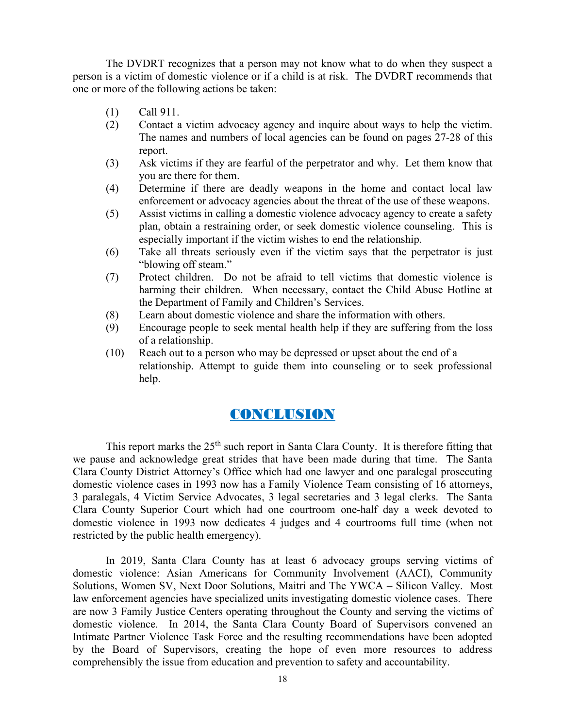The DVDRT recognizes that a person may not know what to do when they suspect a person is a victim of domestic violence or if a child is at risk. The DVDRT recommends that one or more of the following actions be taken:

(1) Call 911.

(2) Contact a victim advocacy agency and inquire about ways to help the victim. The names and numbers of local agencies can be found on pages 27-28 of this report.

(3) Ask victims if they are fearful of the perpetrator and why. Let them know that you are there for them.

(4) Determine if there are deadly weapons in the home and contact local law enforcement or advocacy agencies about the threat of the use of these weapons.

(5) Assist victims in calling a domestic violence advocacy agency to create a safety plan, obtain a restraining order, or seek domestic violence counseling. This is especially important if the victim wishes to end the relationship.

(6) Take all threats seriously even if the victim says that the perpetrator is just "blowing off steam."

(7) Protect children. Do not be afraid to tell victims that domestic violence is harming their children. When necessary, contact the Child Abuse Hotline at the Department of Family and Children's Services.

(8) Learn about domestic violence and share the information with others.

(9) Encourage people to seek mental health help if they are suffering from the loss of a relationship.

(10) Reach out to a person who may be depressed or upset about the end of a relationship. Attempt to guide them into counseling or to seek professional help.

## CONCLUSION

This report marks the 25th such report in Santa Clara County. It is therefore fitting that we pause and acknowledge great strides that have been made during that time. The Santa Clara County District Attorney's Office which had one lawyer and one paralegal prosecuting domestic violence cases in 1993 now has a Family Violence Team consisting of 16 attorneys, 3 paralegals, 4 Victim Service Advocates, 3 legal secretaries and 3 legal clerks. The Santa Clara County Superior Court which had one courtroom one-half day a week devoted to domestic violence in 1993 now dedicates 4 judges and 4 courtrooms full time (when not restricted by the public health emergency).

In 2019, Santa Clara County has at least 6 advocacy groups serving victims of domestic violence: Asian Americans for Community Involvement (AACI), Community Solutions, Women SV, Next Door Solutions, Maitri and The YWCA – Silicon Valley. Most law enforcement agencies have specialized units investigating domestic violence cases. There are now 3 Family Justice Centers operating throughout the County and serving the victims of domestic violence. In 2014, the Santa Clara County Board of Supervisors convened an Intimate Partner Violence Task Force and the resulting recommendations have been adopted by the Board of Supervisors, creating the hope of even more resources to address comprehensibly the issue from education and prevention to safety and accountability.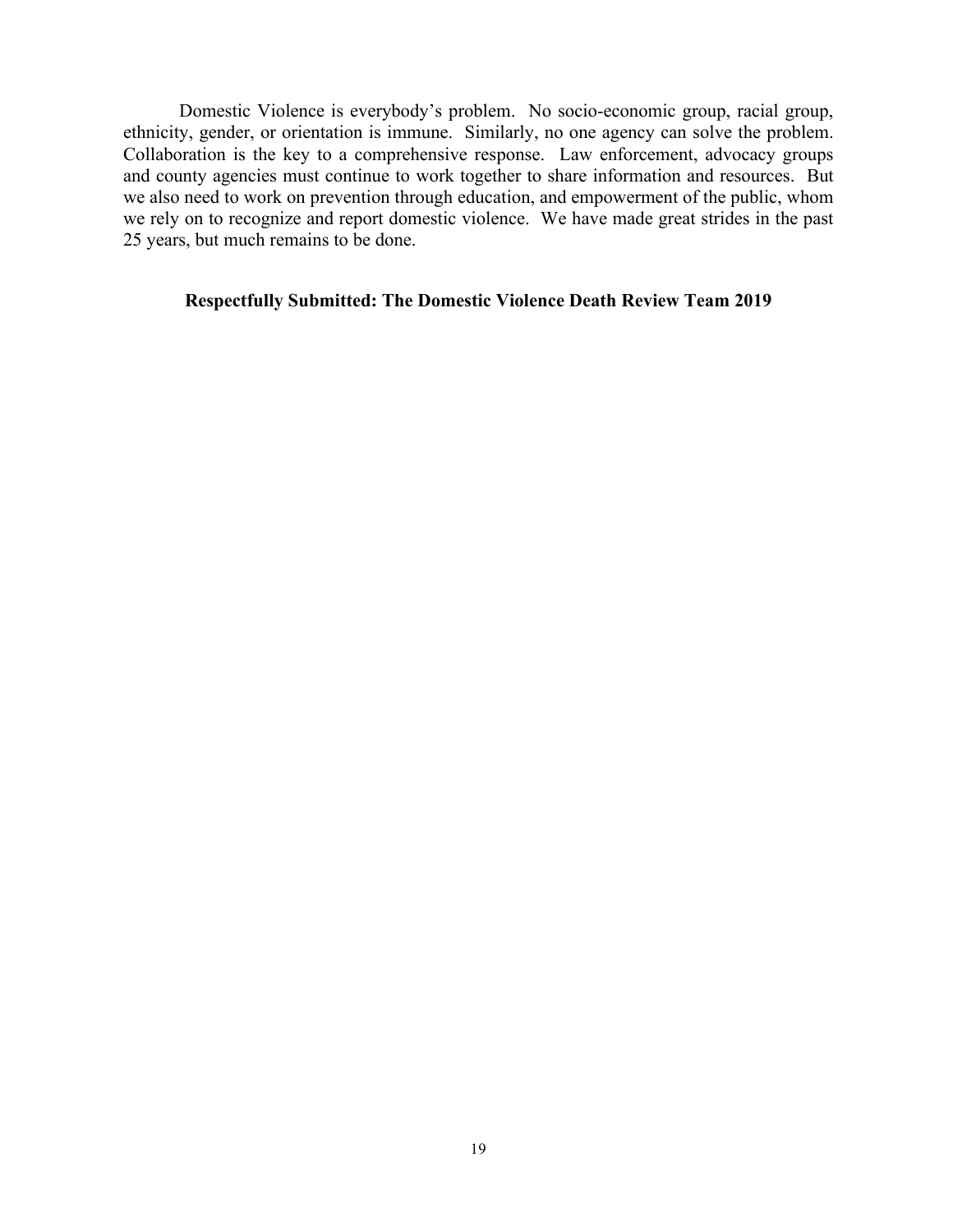Domestic Violence is everybody's problem. No socio-economic group, racial group, ethnicity, gender, or orientation is immune. Similarly, no one agency can solve the problem. Collaboration is the key to a comprehensive response. Law enforcement, advocacy groups and county agencies must continue to work together to share information and resources. But we also need to work on prevention through education, and empowerment of the public, whom we rely on to recognize and report domestic violence. We have made great strides in the past 25 years, but much remains to be done.

**Respectfully Submitted: The Domestic Violence Death Review Team 2019**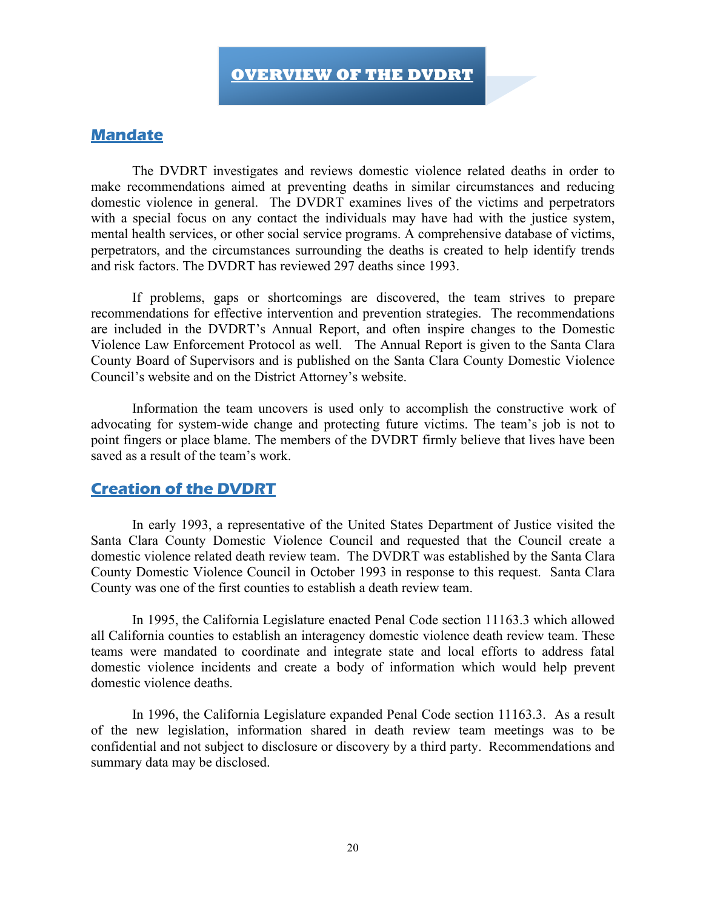# OVERVIEW OF THE DVDRT

## Mandate

The DVDRT investigates and reviews domestic violence related deaths in order to make recommendations aimed at preventing deaths in similar circumstances and reducing domestic violence in general. The DVDRT examines lives of the victims and perpetrators with a special focus on any contact the individuals may have had with the justice system, mental health services, or other social service programs. A comprehensive database of victims, perpetrators, and the circumstances surrounding the deaths is created to help identify trends and risk factors. The DVDRT has reviewed 297 deaths since 1993.

If problems, gaps or shortcomings are discovered, the team strives to prepare recommendations for effective intervention and prevention strategies. The recommendations are included in the DVDRT's Annual Report, and often inspire changes to the Domestic Violence Law Enforcement Protocol as well. The Annual Report is given to the Santa Clara County Board of Supervisors and is published on the Santa Clara County Domestic Violence Council's website and on the District Attorney's website.

Information the team uncovers is used only to accomplish the constructive work of advocating for system-wide change and protecting future victims. The team's job is not to point fingers or place blame. The members of the DVDRT firmly believe that lives have been saved as a result of the team's work.

## Creation of the DVDRT

In early 1993, a representative of the United States Department of Justice visited the Santa Clara County Domestic Violence Council and requested that the Council create a domestic violence related death review team. The DVDRT was established by the Santa Clara County Domestic Violence Council in October 1993 in response to this request. Santa Clara County was one of the first counties to establish a death review team.

In 1995, the California Legislature enacted Penal Code section 11163.3 which allowed all California counties to establish an interagency domestic violence death review team. These teams were mandated to coordinate and integrate state and local efforts to address fatal domestic violence incidents and create a body of information which would help prevent domestic violence deaths.

In 1996, the California Legislature expanded Penal Code section 11163.3. As a result of the new legislation, information shared in death review team meetings was to be confidential and not subject to disclosure or discovery by a third party. Recommendations and summary data may be disclosed.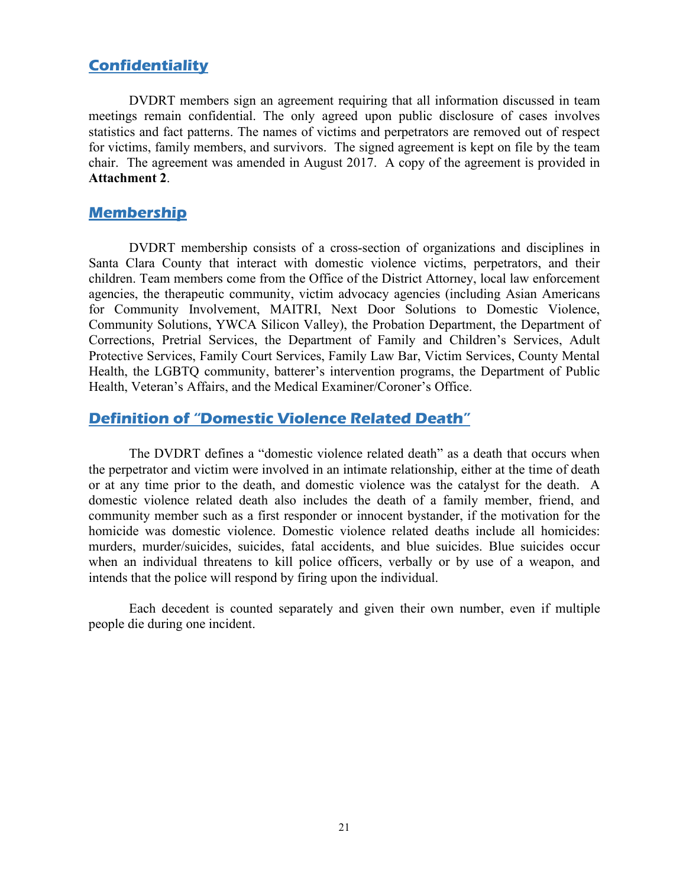## Confidentiality

DVDRT members sign an agreement requiring that all information discussed in team meetings remain confidential. The only agreed upon public disclosure of cases involves statistics and fact patterns. The names of victims and perpetrators are removed out of respect for victims, family members, and survivors. The signed agreement is kept on file by the team chair. The agreement was amended in August 2017. A copy of the agreement is provided in **Attachment 2**.

## Membership

DVDRT membership consists of a cross-section of organizations and disciplines in Santa Clara County that interact with domestic violence victims, perpetrators, and their children. Team members come from the Office of the District Attorney, local law enforcement agencies, the therapeutic community, victim advocacy agencies (including Asian Americans for Community Involvement, MAITRI, Next Door Solutions to Domestic Violence, Community Solutions, YWCA Silicon Valley), the Probation Department, the Department of Corrections, Pretrial Services, the Department of Family and Children's Services, Adult Protective Services, Family Court Services, Family Law Bar, Victim Services, County Mental Health, the LGBTQ community, batterer's intervention programs, the Department of Public Health, Veteran's Affairs, and the Medical Examiner/Coroner's Office.

## Definition of "Domestic Violence Related Death"

The DVDRT defines a "domestic violence related death" as a death that occurs when the perpetrator and victim were involved in an intimate relationship, either at the time of death or at any time prior to the death, and domestic violence was the catalyst for the death. A domestic violence related death also includes the death of a family member, friend, and community member such as a first responder or innocent bystander, if the motivation for the homicide was domestic violence. Domestic violence related deaths include all homicides: murders, murder/suicides, suicides, fatal accidents, and blue suicides. Blue suicides occur when an individual threatens to kill police officers, verbally or by use of a weapon, and intends that the police will respond by firing upon the individual.

Each decedent is counted separately and given their own number, even if multiple people die during one incident.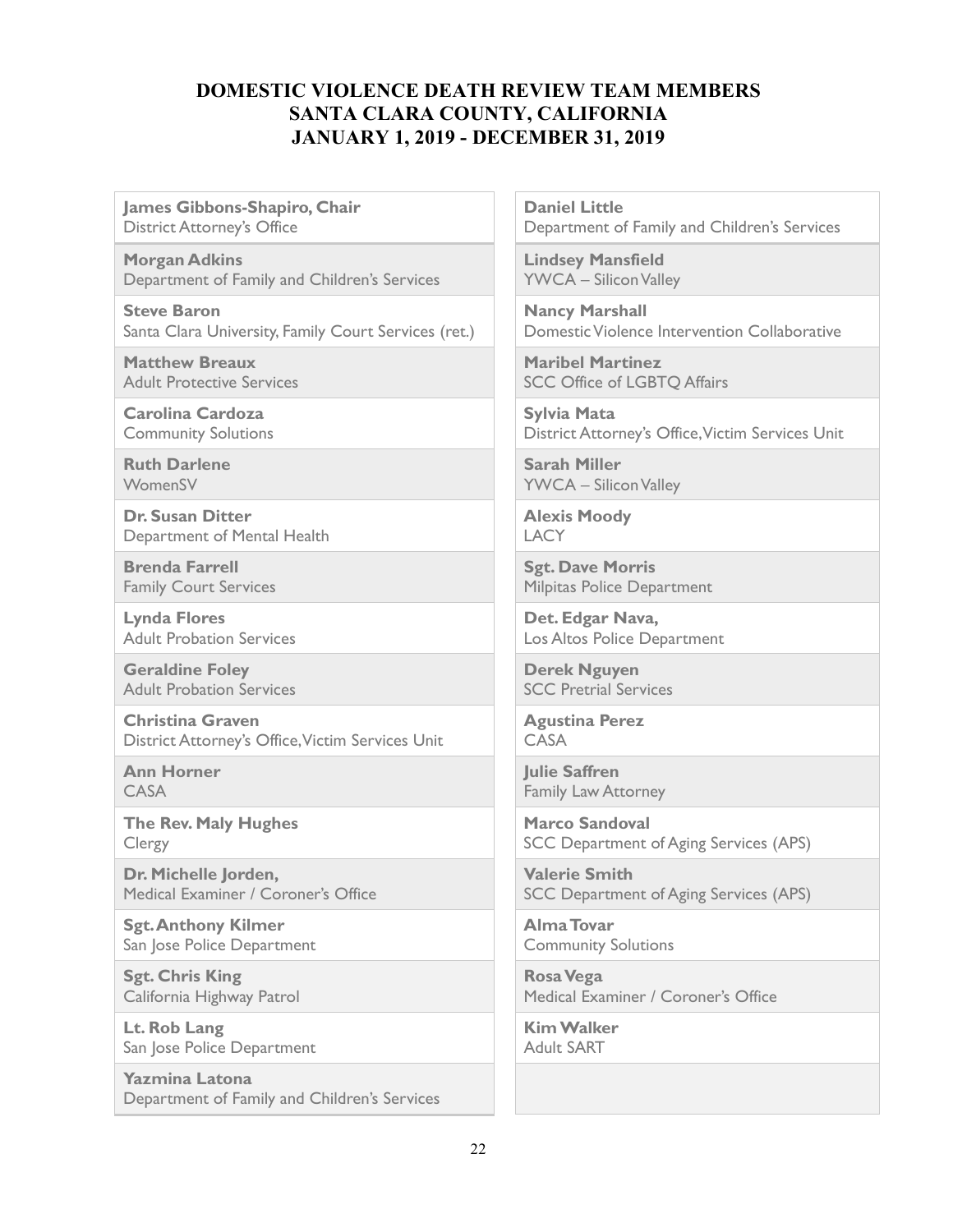# DOMESTIC VIOLENCE DEATH REVIEW TEAM MEMBERS
# SANTA CLARA COUNTY, CALIFORNIA
# JANUARY 1, 2019 - DECEMBER 31, 2019

**James Gibbons-Shapiro, Chair**
District Attorney's Office

**Morgan Adkins**
Department of Family and Children's Services

**Steve Baron**
Santa Clara University, Family Court Services (ret.)

**Matthew Breaux**
Adult Protective Services

**Carolina Cardoza**
Community Solutions

**Ruth Darlene**
WomenSV

**Dr. Susan Ditter**
Department of Mental Health

**Brenda Farrell**
Family Court Services

**Lynda Flores**
Adult Probation Services

**Geraldine Foley**
Adult Probation Services

**Christina Graven**
District Attorney's Office, Victim Services Unit

**Ann Horner**
CASA

**The Rev. Maly Hughes**
Clergy

**Dr. Michelle Jorden,**
Medical Examiner / Coroner's Office

**Sgt. Anthony Kilmer**
San Jose Police Department

**Sgt. Chris King**
California Highway Patrol

**Lt. Rob Lang**
San Jose Police Department

**Yazmina Latona**
Department of Family and Children's Services

**Daniel Little**
Department of Family and Children's Services

**Lindsey Mansfield**
YWCA – Silicon Valley

**Nancy Marshall**
Domestic Violence Intervention Collaborative

**Maribel Martinez**
SCC Office of LGBTQ Affairs

**Sylvia Mata**
District Attorney's Office, Victim Services Unit

**Sarah Miller**
YWCA – Silicon Valley

**Alexis Moody**
LACY

**Sgt. Dave Morris**
Milpitas Police Department

**Det. Edgar Nava,**
Los Altos Police Department

**Derek Nguyen**
SCC Pretrial Services

**Agustina Perez**
CASA

**Julie Saffren**
Family Law Attorney

**Marco Sandoval**
SCC Department of Aging Services (APS)

**Valerie Smith**
SCC Department of Aging Services (APS)

**Alma Tovar**
Community Solutions

**Rosa Vega**
Medical Examiner / Coroner's Office

**Kim Walker**
Adult SART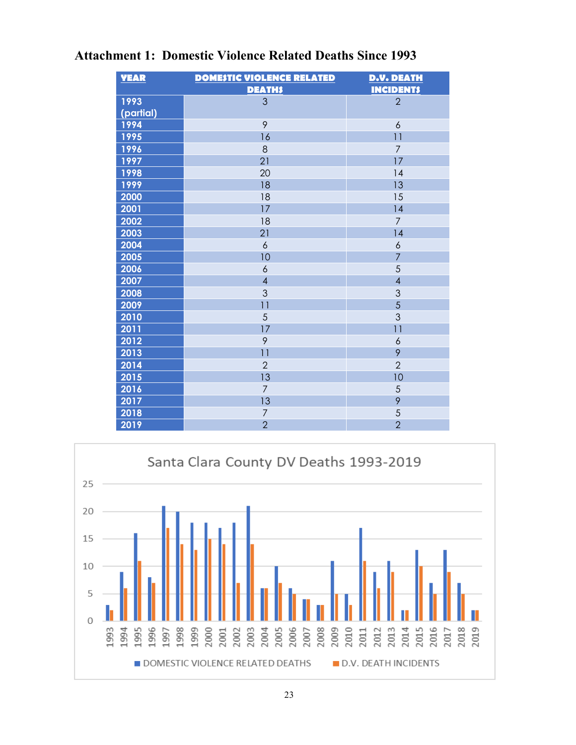**Attachment 1: Domestic Violence Related Deaths Since 1993**

| YEAR | DOMESTIC VIOLENCE RELATED DEATHS | D.V. DEATH INCIDENTS |
|---|---|---|
| 1993 (partial) | 3 | 2 |
| 1994 | 9 | 6 |
| 1995 | 16 | 11 |
| 1996 | 8 | 7 |
| 1997 | 21 | 17 |
| 1998 | 20 | 14 |
| 1999 | 18 | 13 |
| 2000 | 18 | 15 |
| 2001 | 17 | 14 |
| 2002 | 18 | 7 |
| 2003 | 21 | 14 |
| 2004 | 6 | 6 |
| 2005 | 10 | 7 |
| 2006 | 6 | 5 |
| 2007 | 4 | 4 |
| 2008 | 3 | 3 |
| 2009 | 11 | 5 |
| 2010 | 5 | 3 |
| 2011 | 17 | 11 |
| 2012 | 9 | 6 |
| 2013 | 11 | 9 |
| 2014 | 2 | 2 |
| 2015 | 13 | 10 |
| 2016 | 7 | 5 |
| 2017 | 13 | 9 |
| 2018 | 7 | 5 |
| 2019 | 2 | 2 |

Santa Clara County DV Deaths 1993-2019

■ DOMESTIC VIOLENCE RELATED DEATHS ■ D.V. DEATH INCIDENTS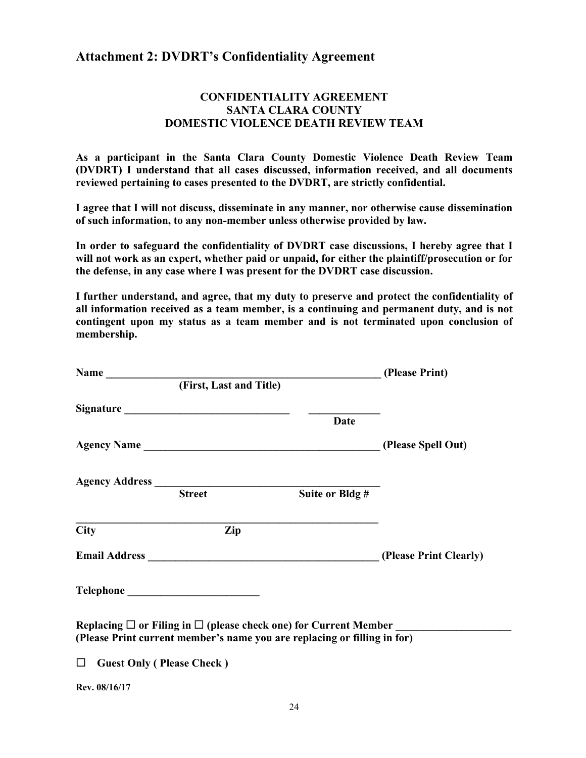## Attachment 2: DVDRT's Confidentiality Agreement

**CONFIDENTIALITY AGREEMENT**
**SANTA CLARA COUNTY**
**DOMESTIC VIOLENCE DEATH REVIEW TEAM**

**As a participant in the Santa Clara County Domestic Violence Death Review Team (DVDRT) I understand that all cases discussed, information received, and all documents reviewed pertaining to cases presented to the DVDRT, are strictly confidential.**

**I agree that I will not discuss, disseminate in any manner, nor otherwise cause dissemination of such information, to any non-member unless otherwise provided by law.**

**In order to safeguard the confidentiality of DVDRT case discussions, I hereby agree that I will not work as an expert, whether paid or unpaid, for either the plaintiff/prosecution or for the defense, in any case where I was present for the DVDRT case discussion.**

**I further understand, and agree, that my duty to preserve and protect the confidentiality of all information received as a team member, is a continuing and permanent duty, and is not contingent upon my status as a team member and is not terminated upon conclusion of membership.**

**Name** ______________________________________________ **(Please Print)**
**(First, Last and Title)**

**Signature** ______________________________ ____________
**Date**

**Agency Name** ________________________________________ **(Please Spell Out)**

**Agency Address** ______________________________________
**Street** **Suite or Bldg #**

______________________________________________________
**City** **Zip**

**Email Address** ________________________________________ **(Please Print Clearly)**

**Telephone** ________________________

**Replacing ☐ or Filing in ☐ (please check one) for Current Member** ____________________
**(Please Print current member's name you are replacing or filling in for)**

☐ **Guest Only ( Please Check )**

**Rev. 08/16/17**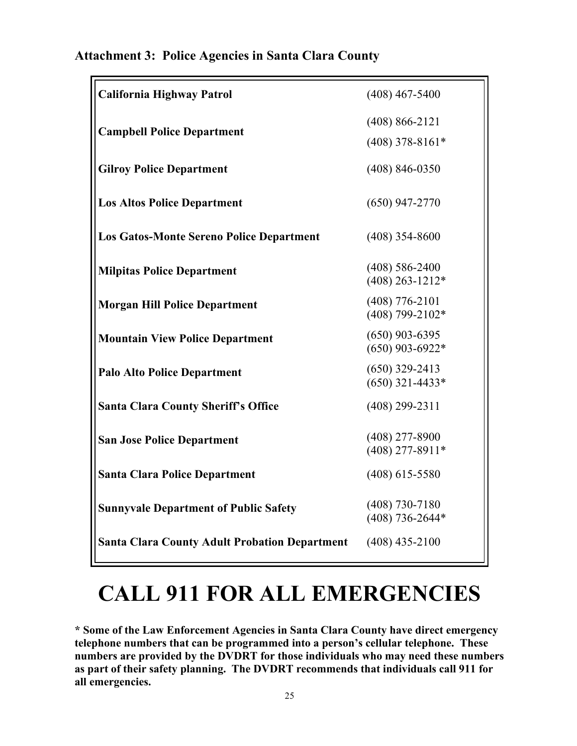### Attachment 3: Police Agencies in Santa Clara County

| Agency | Phone |
|---|---|
| **California Highway Patrol** | (408) 467-5400 |
| **Campbell Police Department** | (408) 866-2121<br>(408) 378-8161* |
| **Gilroy Police Department** | (408) 846-0350 |
| **Los Altos Police Department** | (650) 947-2770 |
| **Los Gatos-Monte Sereno Police Department** | (408) 354-8600 |
| **Milpitas Police Department** | (408) 586-2400<br>(408) 263-1212* |
| **Morgan Hill Police Department** | (408) 776-2101<br>(408) 799-2102* |
| **Mountain View Police Department** | (650) 903-6395<br>(650) 903-6922* |
| **Palo Alto Police Department** | (650) 329-2413<br>(650) 321-4433* |
| **Santa Clara County Sheriff's Office** | (408) 299-2311 |
| **San Jose Police Department** | (408) 277-8900<br>(408) 277-8911* |
| **Santa Clara Police Department** | (408) 615-5580 |
| **Sunnyvale Department of Public Safety** | (408) 730-7180<br>(408) 736-2644* |
| **Santa Clara County Adult Probation Department** | (408) 435-2100 |

# CALL 911 FOR ALL EMERGENCIES

**\* Some of the Law Enforcement Agencies in Santa Clara County have direct emergency telephone numbers that can be programmed into a person's cellular telephone. These numbers are provided by the DVDRT for those individuals who may need these numbers as part of their safety planning. The DVDRT recommends that individuals call 911 for all emergencies.**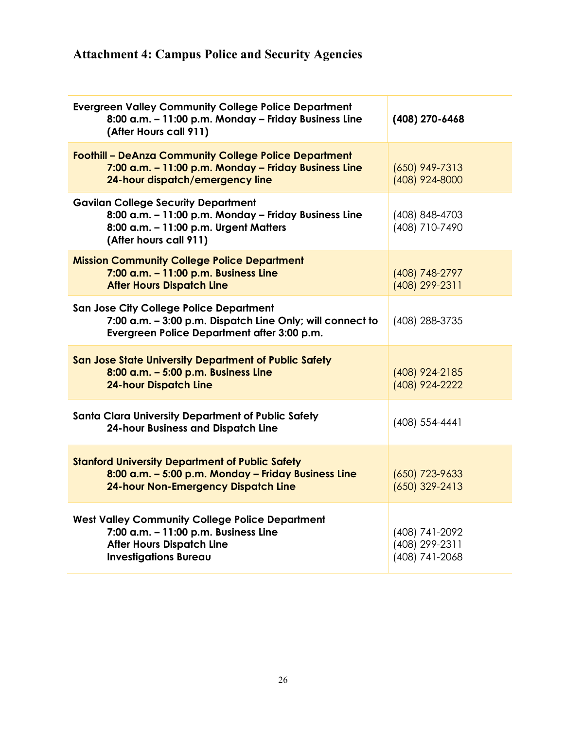## Attachment 4: Campus Police and Security Agencies

| Agency | Phone |
|---|---|
| **Evergreen Valley Community College Police Department**<br>**8:00 a.m. – 11:00 p.m. Monday – Friday Business Line**<br>**(After Hours call 911)** | **(408) 270-6468** |
| **Foothill – DeAnza Community College Police Department**<br>**7:00 a.m. – 11:00 p.m. Monday – Friday Business Line**<br>**24-hour dispatch/emergency line** | (650) 949-7313<br>(408) 924-8000 |
| **Gavilan College Security Department**<br>**8:00 a.m. – 11:00 p.m. Monday – Friday Business Line**<br>**8:00 a.m. – 11:00 p.m. Urgent Matters**<br>**(After hours call 911)** | (408) 848-4703<br>(408) 710-7490 |
| **Mission Community College Police Department**<br>**7:00 a.m. – 11:00 p.m. Business Line**<br>**After Hours Dispatch Line** | (408) 748-2797<br>(408) 299-2311 |
| **San Jose City College Police Department**<br>**7:00 a.m. – 3:00 p.m. Dispatch Line Only; will connect to Evergreen Police Department after 3:00 p.m.** | (408) 288-3735 |
| **San Jose State University Department of Public Safety**<br>**8:00 a.m. – 5:00 p.m. Business Line**<br>**24-hour Dispatch Line** | (408) 924-2185<br>(408) 924-2222 |
| **Santa Clara University Department of Public Safety**<br>**24-hour Business and Dispatch Line** | (408) 554-4441 |
| **Stanford University Department of Public Safety**<br>**8:00 a.m. – 5:00 p.m. Monday – Friday Business Line**<br>**24-hour Non-Emergency Dispatch Line** | (650) 723-9633<br>(650) 329-2413 |
| **West Valley Community College Police Department**<br>**7:00 a.m. – 11:00 p.m. Business Line**<br>**After Hours Dispatch Line**<br>**Investigations Bureau** | (408) 741-2092<br>(408) 299-2311<br>(408) 741-2068 |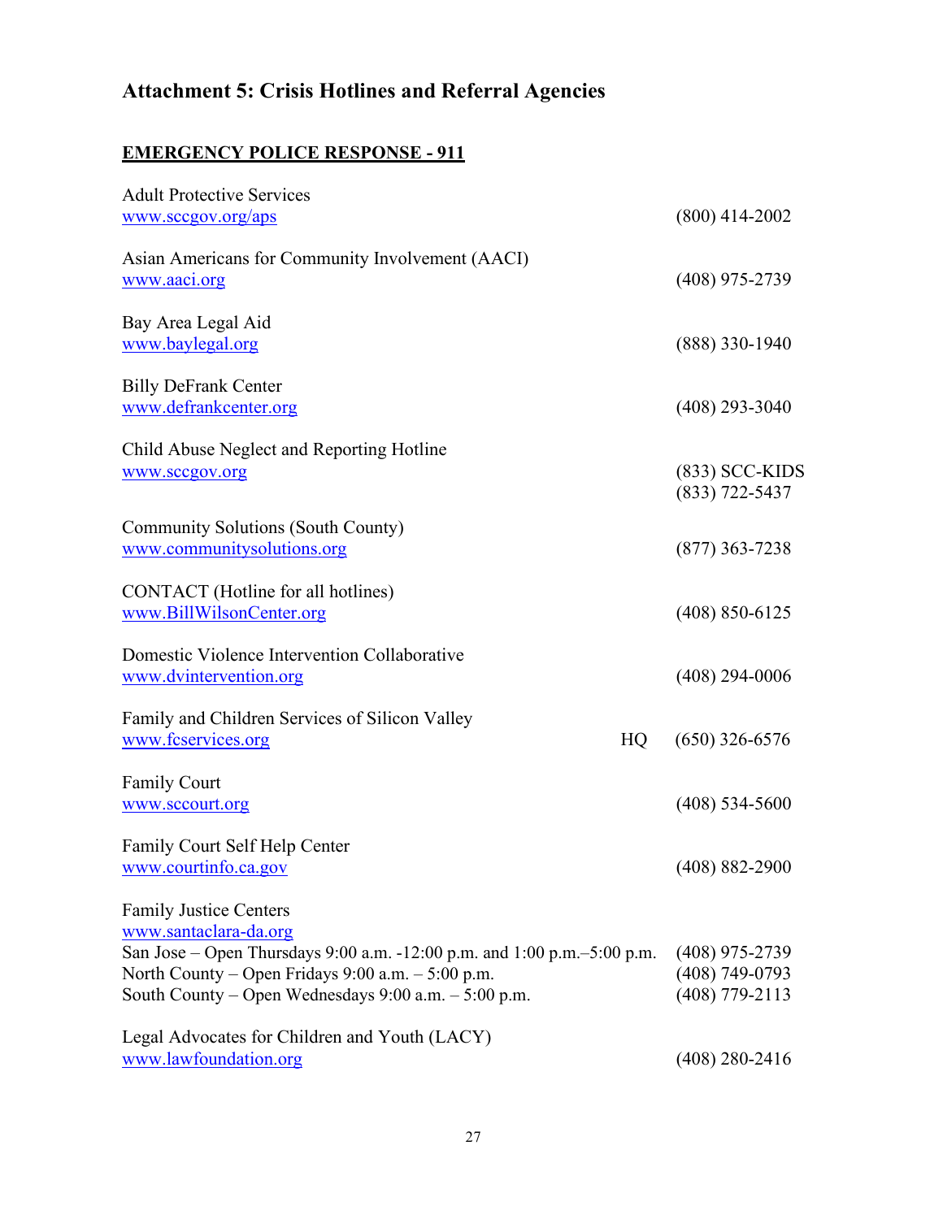# Attachment 5: Crisis Hotlines and Referral Agencies

**EMERGENCY POLICE RESPONSE - 911**

Adult Protective Services
www.sccgov.org/aps (800) 414-2002

Asian Americans for Community Involvement (AACI)
www.aaci.org (408) 975-2739

Bay Area Legal Aid
www.baylegal.org (888) 330-1940

Billy DeFrank Center
www.defrankcenter.org (408) 293-3040

Child Abuse Neglect and Reporting Hotline
www.sccgov.org (833) SCC-KIDS
(833) 722-5437

Community Solutions (South County)
www.communitysolutions.org (877) 363-7238

CONTACT (Hotline for all hotlines)
www.BillWilsonCenter.org (408) 850-6125

Domestic Violence Intervention Collaborative
www.dvintervention.org (408) 294-0006

Family and Children Services of Silicon Valley
www.fcservices.org HQ (650) 326-6576

Family Court
www.sccourt.org (408) 534-5600

Family Court Self Help Center
www.courtinfo.ca.gov (408) 882-2900

Family Justice Centers
www.santaclara-da.org
San Jose – Open Thursdays 9:00 a.m. -12:00 p.m. and 1:00 p.m.–5:00 p.m. (408) 975-2739
North County – Open Fridays 9:00 a.m. – 5:00 p.m. (408) 749-0793
South County – Open Wednesdays 9:00 a.m. – 5:00 p.m. (408) 779-2113

Legal Advocates for Children and Youth (LACY)
www.lawfoundation.org (408) 280-2416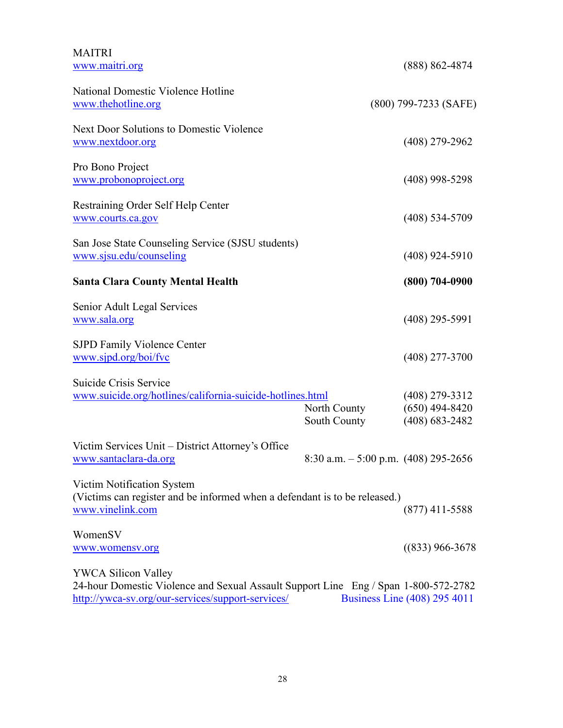MAITRI
www.maitri.org (888) 862-4874

National Domestic Violence Hotline
www.thehotline.org (800) 799-7233 (SAFE)

Next Door Solutions to Domestic Violence
www.nextdoor.org (408) 279-2962

Pro Bono Project
www.probonoproject.org (408) 998-5298

Restraining Order Self Help Center
www.courts.ca.gov (408) 534-5709

San Jose State Counseling Service (SJSU students)
www.sjsu.edu/counseling (408) 924-5910

**Santa Clara County Mental Health** **(800) 704-0900**

Senior Adult Legal Services
www.sala.org (408) 295-5991

SJPD Family Violence Center
www.sjpd.org/boi/fvc (408) 277-3700

Suicide Crisis Service
www.suicide.org/hotlines/california-suicide-hotlines.html (408) 279-3312
North County (650) 494-8420
South County (408) 683-2482

Victim Services Unit – District Attorney's Office
www.santaclara-da.org 8:30 a.m. – 5:00 p.m. (408) 295-2656

Victim Notification System
(Victims can register and be informed when a defendant is to be released.)
www.vinelink.com (877) 411-5588

WomenSV
www.womensv.org ((833) 966-3678

YWCA Silicon Valley
24-hour Domestic Violence and Sexual Assault Support Line Eng / Span 1-800-572-2782
http://ywca-sv.org/our-services/support-services/ Business Line (408) 295 4011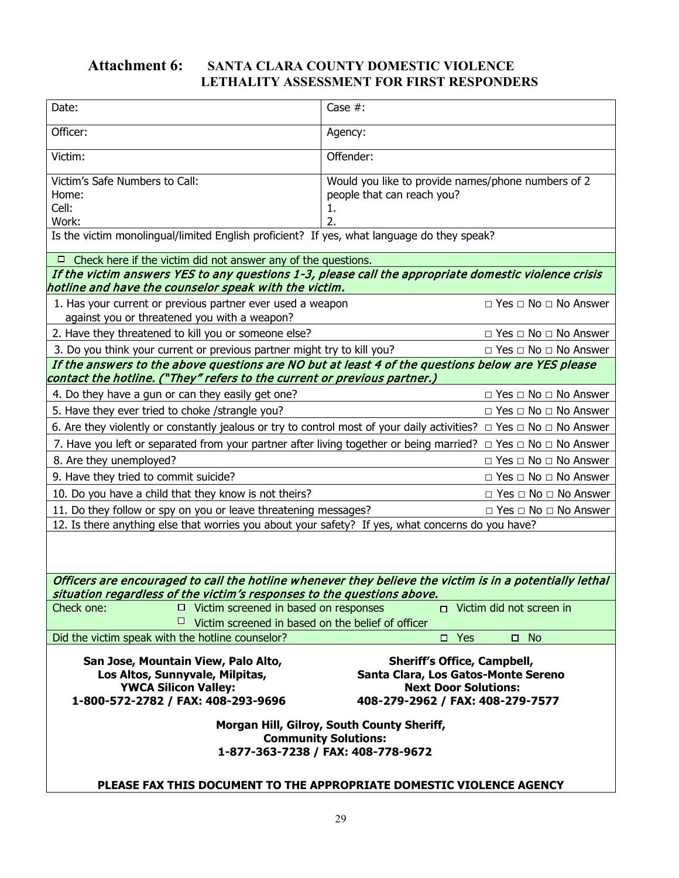# Attachment 6: SANTA CLARA COUNTY DOMESTIC VIOLENCE LETHALITY ASSESSMENT FOR FIRST RESPONDERS

| | |
|---|---|
| Date: | Case #: |
| Officer: | Agency: |
| Victim: | Offender: |
| Victim's Safe Numbers to Call:<br>Home:<br>Cell:<br>Work: | Would you like to provide names/phone numbers of 2 people that can reach you?<br>1.<br>2. |

Is the victim monolingual/limited English proficient? If yes, what language do they speak?

□ Check here if the victim did not answer any of the questions.

*If the victim answers YES to any questions 1-3, please call the appropriate domestic violence crisis hotline and have the counselor speak with the victim.*

| Question | Response |
|---|---|
| 1. Has your current or previous partner ever used a weapon against you or threatened you with a weapon? | □ Yes □ No □ No Answer |
| 2. Have they threatened to kill you or someone else? | □ Yes □ No □ No Answer |
| 3. Do you think your current or previous partner might try to kill you? | □ Yes □ No □ No Answer |

*If the answers to the above questions are NO but at least 4 of the questions below are YES please contact the hotline. ("They" refers to the current or previous partner.)*

| Question | Response |
|---|---|
| 4. Do they have a gun or can they easily get one? | □ Yes □ No □ No Answer |
| 5. Have they ever tried to choke /strangle you? | □ Yes □ No □ No Answer |
| 6. Are they violently or constantly jealous or try to control most of your daily activities? | □ Yes □ No □ No Answer |
| 7. Have you left or separated from your partner after living together or being married? | □ Yes □ No □ No Answer |
| 8. Are they unemployed? | □ Yes □ No □ No Answer |
| 9. Have they tried to commit suicide? | □ Yes □ No □ No Answer |
| 10. Do you have a child that they know is not theirs? | □ Yes □ No □ No Answer |
| 11. Do they follow or spy on you or leave threatening messages? | □ Yes □ No □ No Answer |

12. Is there anything else that worries you about your safety? If yes, what concerns do you have?

*Officers are encouraged to call the hotline whenever they believe the victim is in a potentially lethal situation regardless of the victim's responses to the questions above.*

Check one: □ Victim screened in based on responses □ Victim did not screen in
□ Victim screened in based on the belief of officer

Did the victim speak with the hotline counselor? □ Yes □ No

**San Jose, Mountain View, Palo Alto, Los Altos, Sunnyvale, Milpitas, YWCA Silicon Valley: 1-800-572-2782 / FAX: 408-293-9696**

**Sheriff's Office, Campbell, Santa Clara, Los Gatos-Monte Sereno Next Door Solutions: 408-279-2962 / FAX: 408-279-7577**

**Morgan Hill, Gilroy, South County Sheriff, Community Solutions: 1-877-363-7238 / FAX: 408-778-9672**

**PLEASE FAX THIS DOCUMENT TO THE APPROPRIATE DOMESTIC VIOLENCE AGENCY**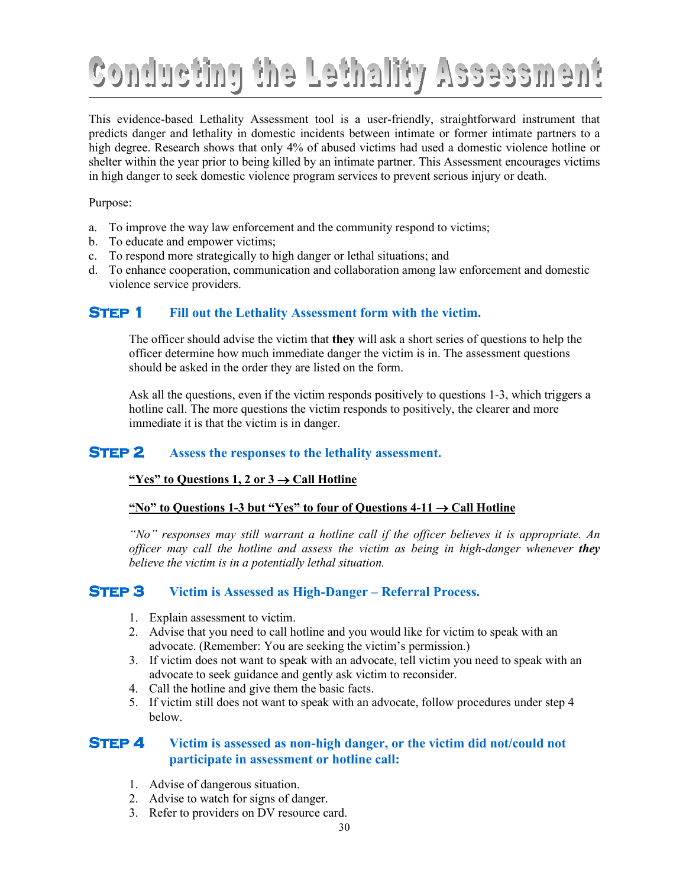# Conducting the Lethality Assessment

This evidence-based Lethality Assessment tool is a user-friendly, straightforward instrument that predicts danger and lethality in domestic incidents between intimate or former intimate partners to a high degree. Research shows that only 4% of abused victims had used a domestic violence hotline or shelter within the year prior to being killed by an intimate partner. This Assessment encourages victims in high danger to seek domestic violence program services to prevent serious injury or death.

Purpose:

a. To improve the way law enforcement and the community respond to victims;
b. To educate and empower victims;
c. To respond more strategically to high danger or lethal situations; and
d. To enhance cooperation, communication and collaboration among law enforcement and domestic violence service providers.

## STEP 1 Fill out the Lethality Assessment form with the victim.

The officer should advise the victim that **they** will ask a short series of questions to help the officer determine how much immediate danger the victim is in. The assessment questions should be asked in the order they are listed on the form.

Ask all the questions, even if the victim responds positively to questions 1-3, which triggers a hotline call. The more questions the victim responds to positively, the clearer and more immediate it is that the victim is in danger.

## STEP 2 Assess the responses to the lethality assessment.

**"Yes" to Questions 1, 2 or 3 → Call Hotline**

**"No" to Questions 1-3 but "Yes" to four of Questions 4-11 → Call Hotline**

*"No" responses may still warrant a hotline call if the officer believes it is appropriate. An officer may call the hotline and assess the victim as being in high-danger whenever **they** believe the victim is in a potentially lethal situation.*

## STEP 3 Victim is Assessed as High-Danger – Referral Process.

1. Explain assessment to victim.
2. Advise that you need to call hotline and you would like for victim to speak with an advocate. (Remember: You are seeking the victim's permission.)
3. If victim does not want to speak with an advocate, tell victim you need to speak with an advocate to seek guidance and gently ask victim to reconsider.
4. Call the hotline and give them the basic facts.
5. If victim still does not want to speak with an advocate, follow procedures under step 4 below.

## STEP 4 Victim is assessed as non-high danger, or the victim did not/could not participate in assessment or hotline call:

1. Advise of dangerous situation.
2. Advise to watch for signs of danger.
3. Refer to providers on DV resource card.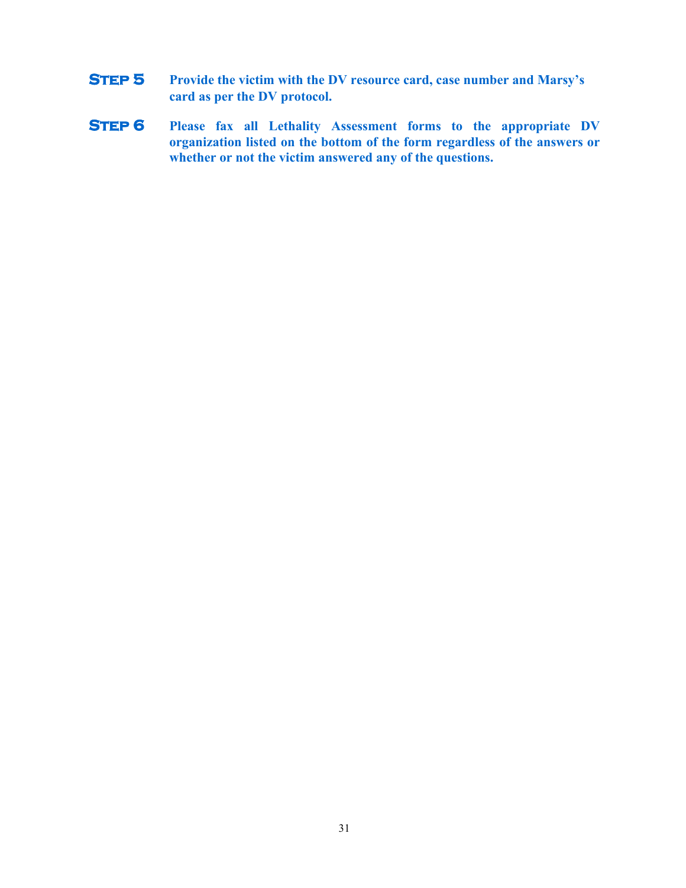**STEP 5** **Provide the victim with the DV resource card, case number and Marsy's card as per the DV protocol.**

**STEP 6** **Please fax all Lethality Assessment forms to the appropriate DV organization listed on the bottom of the form regardless of the answers or whether or not the victim answered any of the questions.**